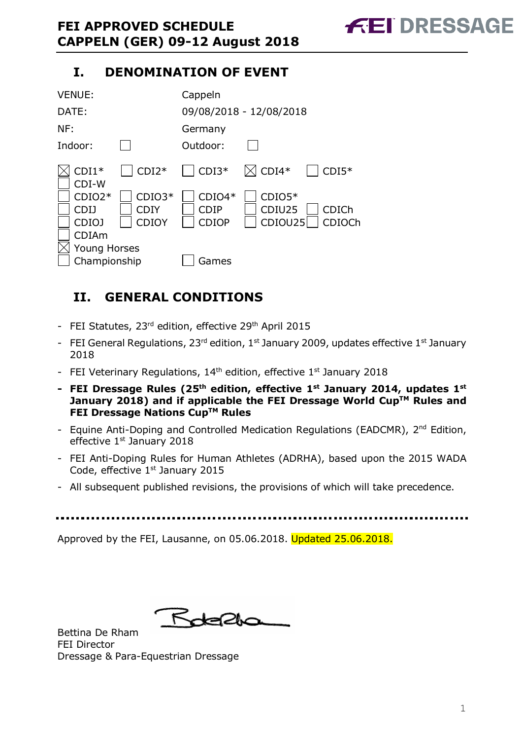# FEI APPROVED SCHEDULE
# CAPPELN (GER) 09-12 August 2018

FEI DRESSAGE

## I. DENOMINATION OF EVENT

| | |
|---|---|
| VENUE: | Cappeln |
| DATE: | 09/08/2018 - 12/08/2018 |
| NF: | Germany |
| Indoor: ☐ | Outdoor: ☐ |

☒ CDI1* ☐ CDI2* ☐ CDI3* ☒ CDI4* ☐ CDI5*
☐ CDI-W
☐ CDIO2* ☐ CDIO3* ☐ CDIO4* ☐ CDIO5*
☐ CDIJ ☐ CDIY ☐ CDIP ☐ CDIU25 ☐ CDICh
☐ CDIOJ ☐ CDIOY ☐ CDIOP ☐ CDIOU25 ☐ CDIOCh
☐ CDIAm
☒ Young Horses
☐ Championship ☐ Games

## II. GENERAL CONDITIONS

- FEI Statutes, 23rd edition, effective 29th April 2015
- FEI General Regulations, 23rd edition, 1st January 2009, updates effective 1st January 2018
- FEI Veterinary Regulations, 14th edition, effective 1st January 2018
- **FEI Dressage Rules (25th edition, effective 1st January 2014, updates 1st January 2018) and if applicable the FEI Dressage World Cup™ Rules and FEI Dressage Nations Cup™ Rules**
- Equine Anti-Doping and Controlled Medication Regulations (EADCMR), 2nd Edition, effective 1st January 2018
- FEI Anti-Doping Rules for Human Athletes (ADRHA), based upon the 2015 WADA Code, effective 1st January 2015
- All subsequent published revisions, the provisions of which will take precedence.

---

Approved by the FEI, Lausanne, on 05.06.2018. Updated 25.06.2018.

Bettina De Rham
FEI Director
Dressage & Para-Equestrian Dressage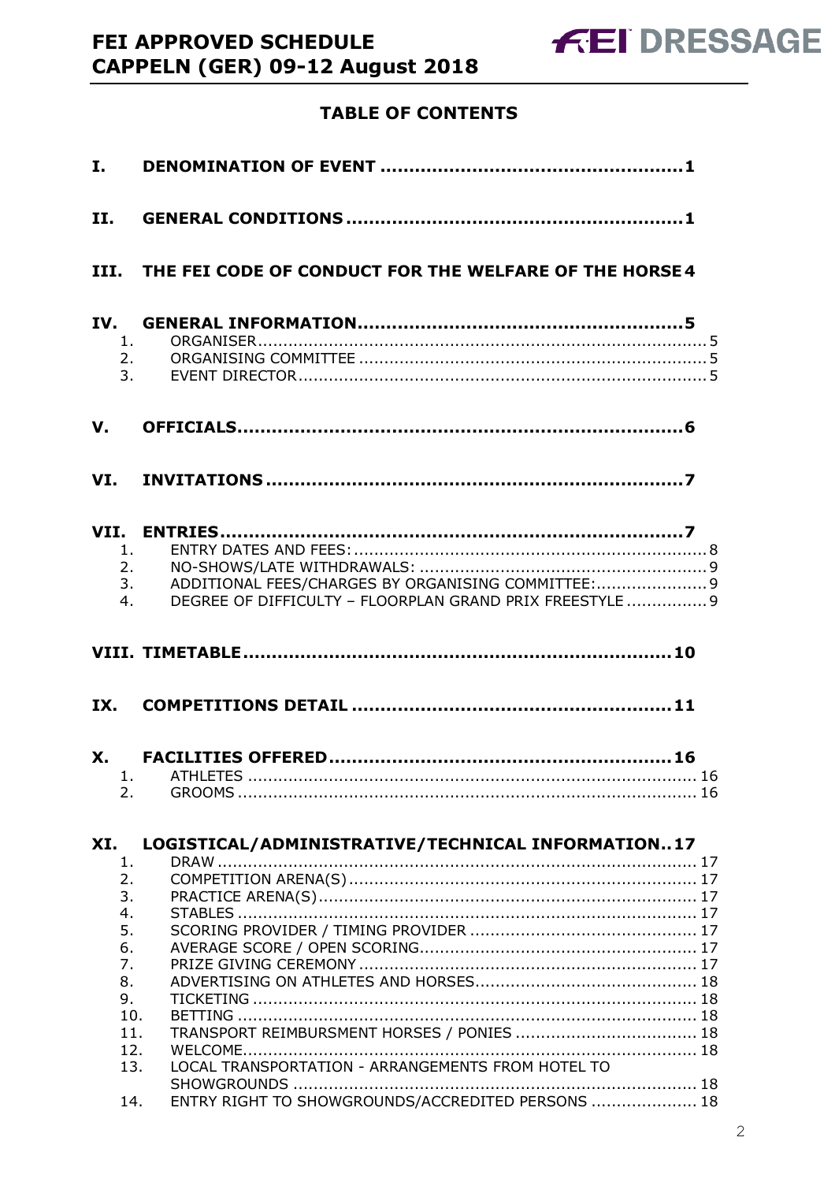## TABLE OF CONTENTS

**I. DENOMINATION OF EVENT .................................................... 1**

**II. GENERAL CONDITIONS .......................................................... 1**

**III. THE FEI CODE OF CONDUCT FOR THE WELFARE OF THE HORSE 4**

**IV. GENERAL INFORMATION ........................................................ 5**

1. ORGANISER .......................................................................................... 5
2. ORGANISING COMMITTEE ...................................................................... 5
3. EVENT DIRECTOR .................................................................................. 5

**V. OFFICIALS ............................................................................ 6**

**VI. INVITATIONS ........................................................................ 7**

**VII. ENTRIES ................................................................................ 7**

1. ENTRY DATES AND FEES: ........................................................................ 8
2. NO-SHOWS/LATE WITHDRAWALS: .......................................................... 9
3. ADDITIONAL FEES/CHARGES BY ORGANISING COMMITTEE: ...................... 9
4. DEGREE OF DIFFICULTY – FLOORPLAN GRAND PRIX FREESTYLE ................ 9

**VIII. TIMETABLE ......................................................................... 10**

**IX. COMPETITIONS DETAIL ....................................................... 11**

**X. FACILITIES OFFERED ........................................................... 16**

1. ATHLETES ........................................................................................... 16
2. GROOMS ............................................................................................. 16

**XI. LOGISTICAL/ADMINISTRATIVE/TECHNICAL INFORMATION .. 17**

1. DRAW ................................................................................................. 17
2. COMPETITION ARENA(S) ...................................................................... 17
3. PRACTICE ARENA(S) ............................................................................ 17
4. STABLES ............................................................................................. 17
5. SCORING PROVIDER / TIMING PROVIDER ............................................. 17
6. AVERAGE SCORE / OPEN SCORING ....................................................... 17
7. PRIZE GIVING CEREMONY .................................................................... 17
8. ADVERTISING ON ATHLETES AND HORSES ............................................ 18
9. TICKETING .......................................................................................... 18
10. BETTING ............................................................................................. 18
11. TRANSPORT REIMBURSMENT HORSES / PONIES .................................... 18
12. WELCOME ........................................................................................... 18
13. LOCAL TRANSPORTATION - ARRANGEMENTS FROM HOTEL TO SHOWGROUNDS ................................................................................. 18
14. ENTRY RIGHT TO SHOWGROUNDS/ACCREDITED PERSONS ..................... 18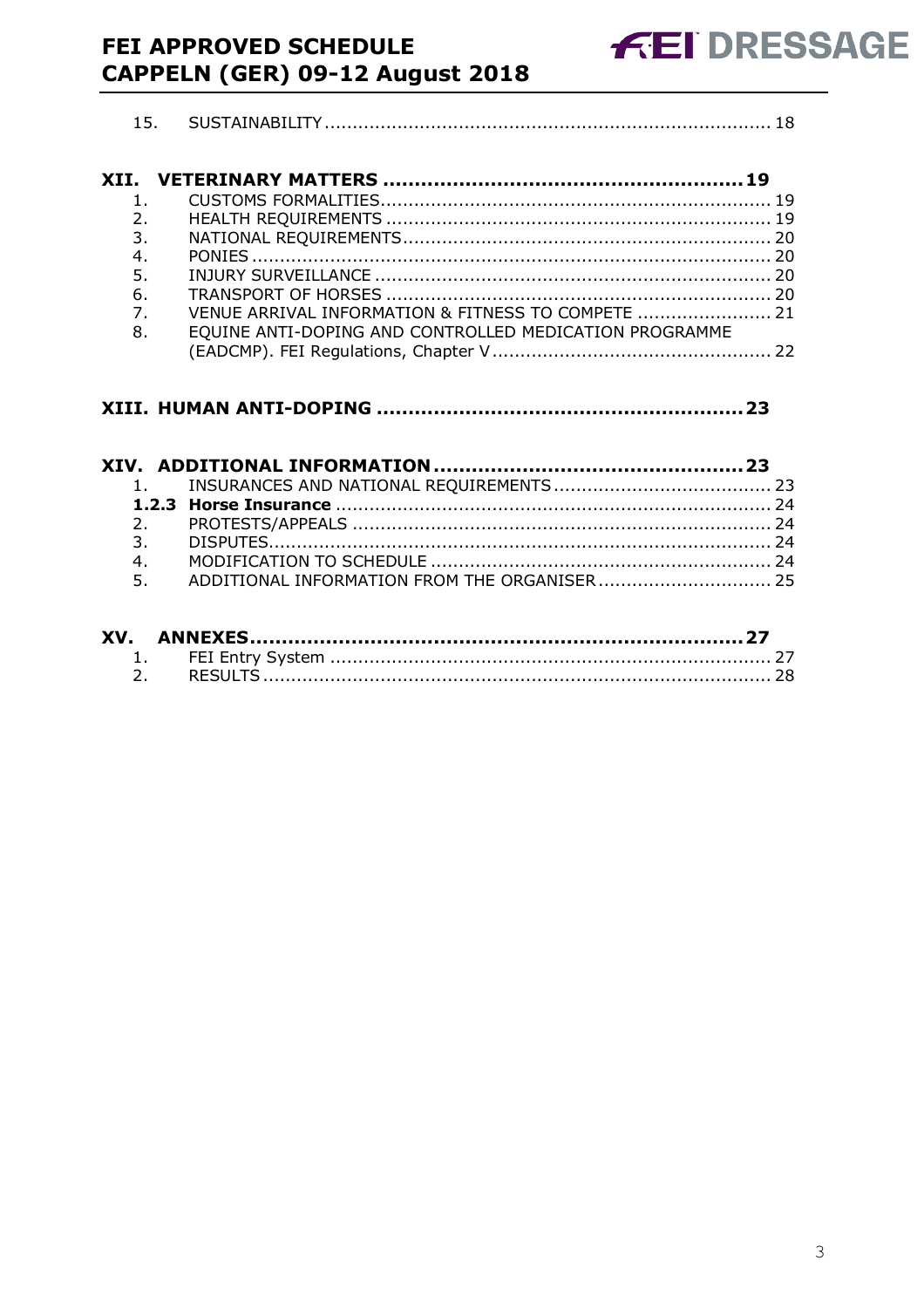15. SUSTAINABILITY ........ 18

**XII. VETERINARY MATTERS ........ 19**

1. CUSTOMS FORMALITIES ........ 19
2. HEALTH REQUIREMENTS ........ 19
3. NATIONAL REQUIREMENTS ........ 20
4. PONIES ........ 20
5. INJURY SURVEILLANCE ........ 20
6. TRANSPORT OF HORSES ........ 20
7. VENUE ARRIVAL INFORMATION & FITNESS TO COMPETE ........ 21
8. EQUINE ANTI-DOPING AND CONTROLLED MEDICATION PROGRAMME (EADCMP). FEI Regulations, Chapter V ........ 22

**XIII. HUMAN ANTI-DOPING ........ 23**

**XIV. ADDITIONAL INFORMATION ........ 23**

1. INSURANCES AND NATIONAL REQUIREMENTS ........ 23

**1.2.3 Horse Insurance ........ 24**

2. PROTESTS/APPEALS ........ 24
3. DISPUTES ........ 24
4. MODIFICATION TO SCHEDULE ........ 24
5. ADDITIONAL INFORMATION FROM THE ORGANISER ........ 25

**XV. ANNEXES ........ 27**

1. FEI Entry System ........ 27
2. RESULTS ........ 28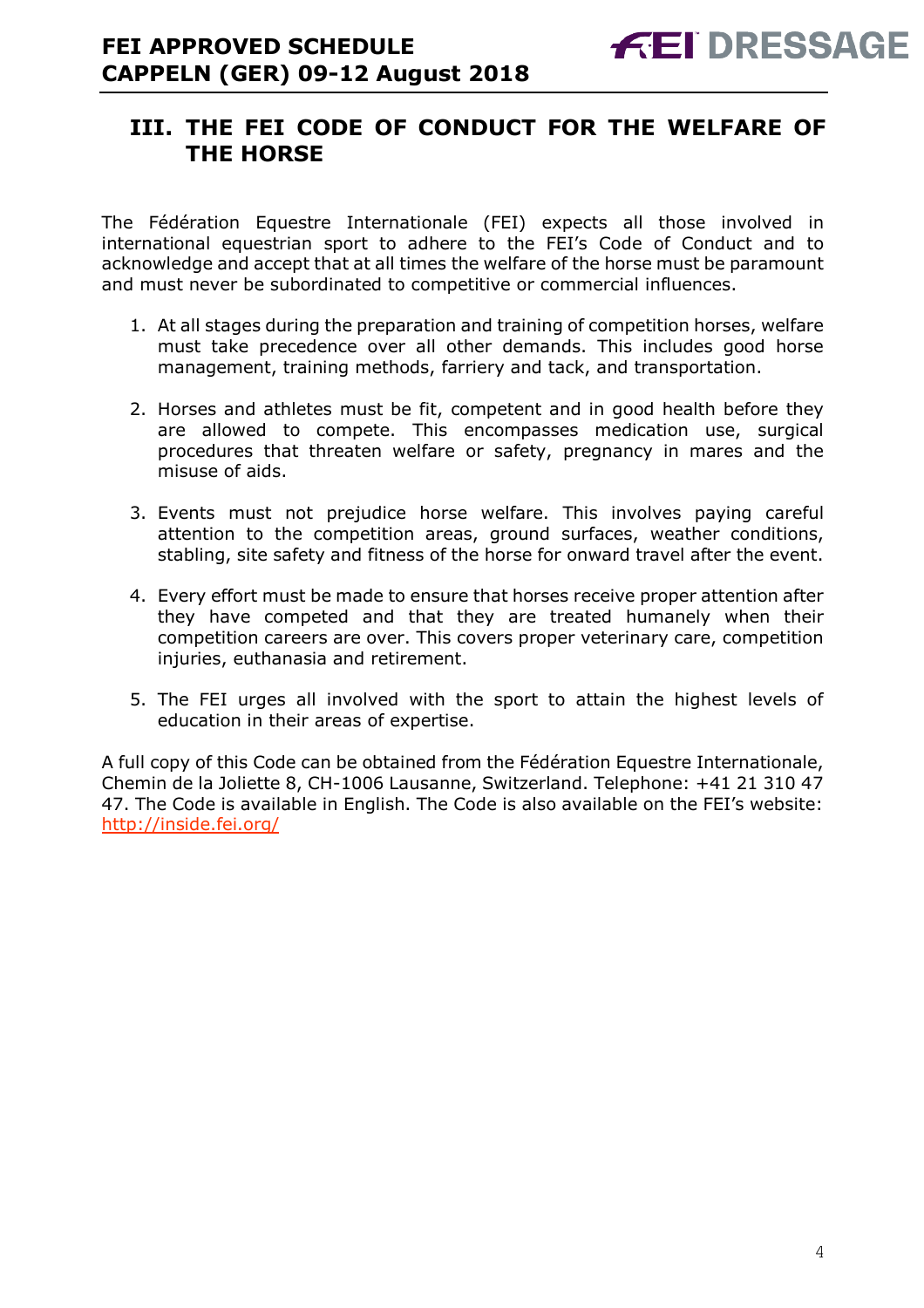## III. THE FEI CODE OF CONDUCT FOR THE WELFARE OF THE HORSE

The Fédération Equestre Internationale (FEI) expects all those involved in international equestrian sport to adhere to the FEI's Code of Conduct and to acknowledge and accept that at all times the welfare of the horse must be paramount and must never be subordinated to competitive or commercial influences.

1. At all stages during the preparation and training of competition horses, welfare must take precedence over all other demands. This includes good horse management, training methods, farriery and tack, and transportation.

2. Horses and athletes must be fit, competent and in good health before they are allowed to compete. This encompasses medication use, surgical procedures that threaten welfare or safety, pregnancy in mares and the misuse of aids.

3. Events must not prejudice horse welfare. This involves paying careful attention to the competition areas, ground surfaces, weather conditions, stabling, site safety and fitness of the horse for onward travel after the event.

4. Every effort must be made to ensure that horses receive proper attention after they have competed and that they are treated humanely when their competition careers are over. This covers proper veterinary care, competition injuries, euthanasia and retirement.

5. The FEI urges all involved with the sport to attain the highest levels of education in their areas of expertise.

A full copy of this Code can be obtained from the Fédération Equestre Internationale, Chemin de la Joliette 8, CH-1006 Lausanne, Switzerland. Telephone: +41 21 310 47 47. The Code is available in English. The Code is also available on the FEI's website: [http://inside.fei.org/](http://inside.fei.org/)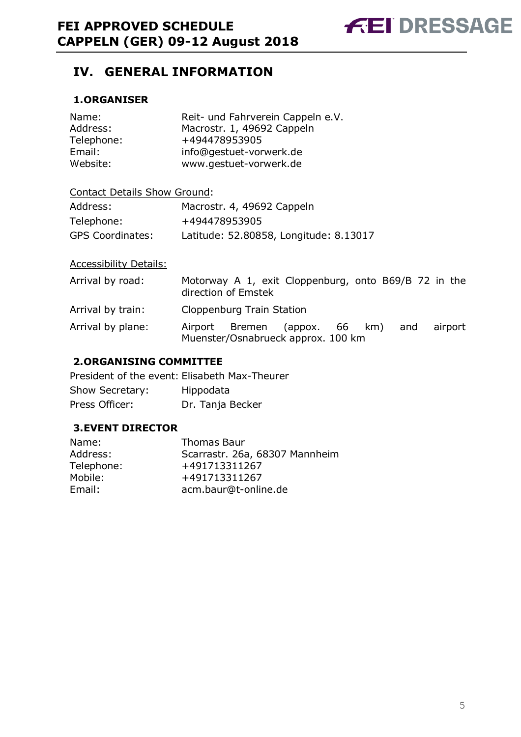## IV. GENERAL INFORMATION

### 1. ORGANISER

| | |
|---|---|
| Name: | Reit- und Fahrverein Cappeln e.V. |
| Address: | Macrostr. 1, 49692 Cappeln |
| Telephone: | +494478953905 |
| Email: | info@gestuet-vorwerk.de |
| Website: | www.gestuet-vorwerk.de |

Contact Details Show Ground:

| | |
|---|---|
| Address: | Macrostr. 4, 49692 Cappeln |
| Telephone: | +494478953905 |
| GPS Coordinates: | Latitude: 52.80858, Longitude: 8.13017 |

Accessibility Details:

| | |
|---|---|
| Arrival by road: | Motorway A 1, exit Cloppenburg, onto B69/B 72 in the direction of Emstek |
| Arrival by train: | Cloppenburg Train Station |
| Arrival by plane: | Airport Bremen (appox. 66 km) and airport Muenster/Osnabrueck approx. 100 km |

### 2. ORGANISING COMMITTEE

| | |
|---|---|
| President of the event: | Elisabeth Max-Theurer |
| Show Secretary: | Hippodata |
| Press Officer: | Dr. Tanja Becker |

### 3. EVENT DIRECTOR

| | |
|---|---|
| Name: | Thomas Baur |
| Address: | Scarrastr. 26a, 68307 Mannheim |
| Telephone: | +491713311267 |
| Mobile: | +491713311267 |
| Email: | acm.baur@t-online.de |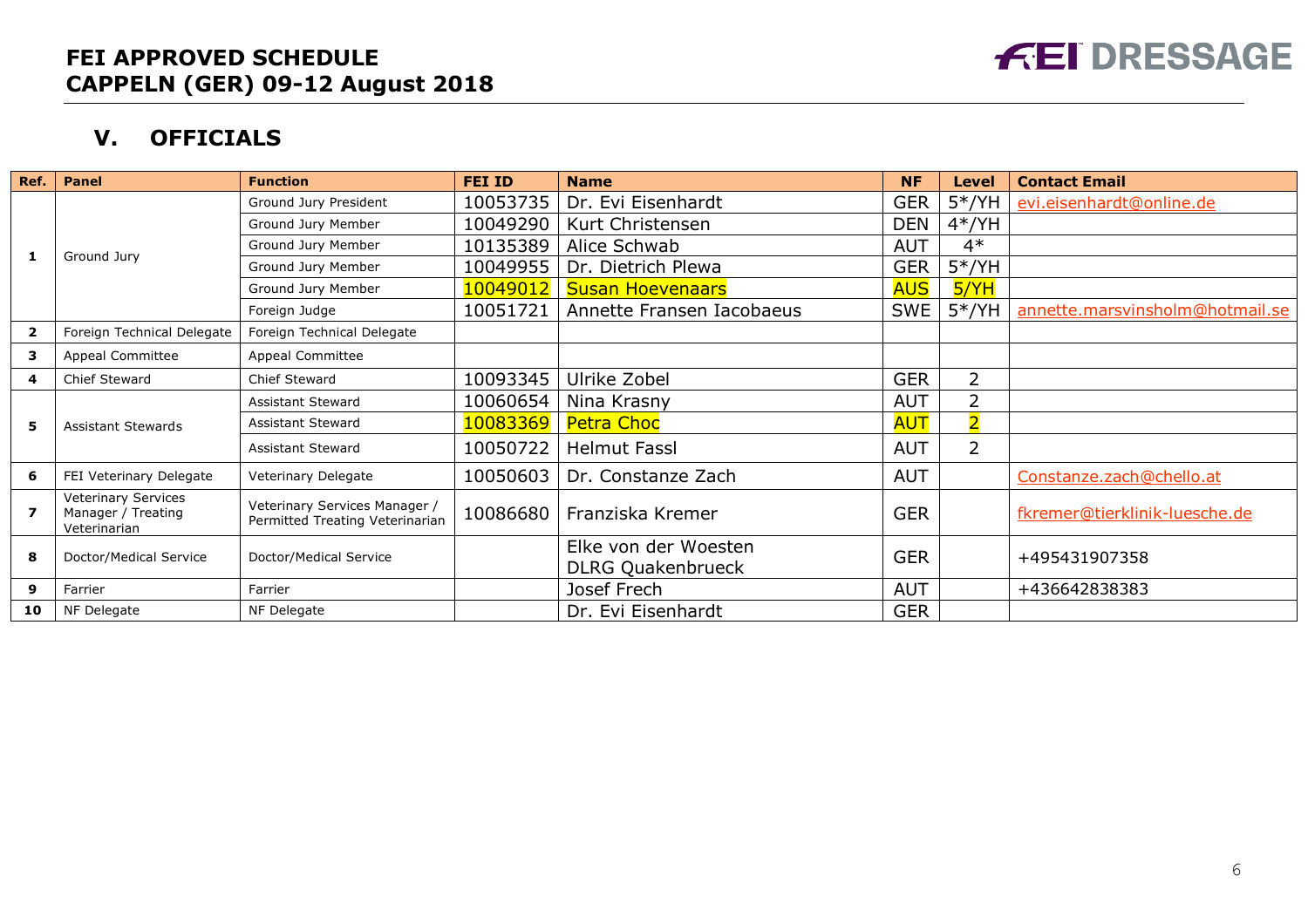# FEI APPROVED SCHEDULE
# CAPPELN (GER) 09-12 August 2018

FEI DRESSAGE

## V. OFFICIALS

| Ref. | Panel | Function | FEI ID | Name | NF | Level | Contact Email |
|---|---|---|---|---|---|---|---|
| 1 | Ground Jury | Ground Jury President | 10053735 | Dr. Evi Eisenhardt | GER | 5*/YH | evi.eisenhardt@online.de |
| | | Ground Jury Member | 10049290 | Kurt Christensen | DEN | 4*/YH | |
| | | Ground Jury Member | 10135389 | Alice Schwab | AUT | 4* | |
| | | Ground Jury Member | 10049955 | Dr. Dietrich Plewa | GER | 5*/YH | |
| | | Ground Jury Member | 10049012 | Susan Hoevenaars | AUS | 5/YH | |
| | | Foreign Judge | 10051721 | Annette Fransen Iacobaeus | SWE | 5*/YH | annette.marsvinsholm@hotmail.se |
| 2 | Foreign Technical Delegate | Foreign Technical Delegate | | | | | |
| 3 | Appeal Committee | Appeal Committee | | | | | |
| 4 | Chief Steward | Chief Steward | 10093345 | Ulrike Zobel | GER | 2 | |
| 5 | Assistant Stewards | Assistant Steward | 10060654 | Nina Krasny | AUT | 2 | |
| | | Assistant Steward | 10083369 | Petra Choc | AUT | 2 | |
| | | Assistant Steward | 10050722 | Helmut Fassl | AUT | 2 | |
| 6 | FEI Veterinary Delegate | Veterinary Delegate | 10050603 | Dr. Constanze Zach | AUT | | Constanze.zach@chello.at |
| 7 | Veterinary Services Manager / Treating Veterinarian | Veterinary Services Manager / Permitted Treating Veterinarian | 10086680 | Franziska Kremer | GER | | fkremer@tierklinik-luesche.de |
| 8 | Doctor/Medical Service | Doctor/Medical Service | | Elke von der Woesten DLRG Quakenbrueck | GER | | +495431907358 |
| 9 | Farrier | Farrier | | Josef Frech | AUT | | +436642838383 |
| 10 | NF Delegate | NF Delegate | | Dr. Evi Eisenhardt | GER | | |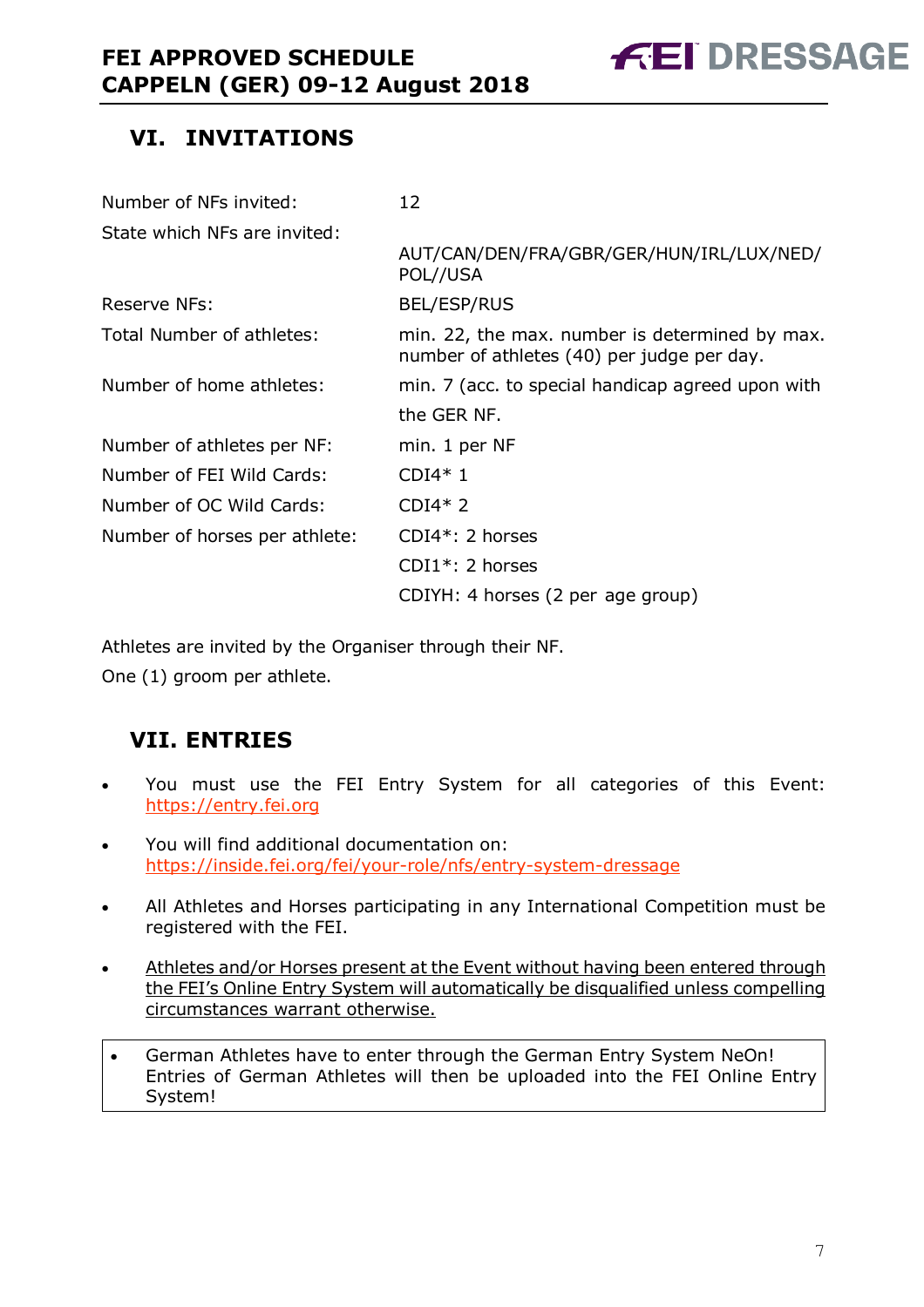## VI. INVITATIONS

| | |
|---|---|
| Number of NFs invited: | 12 |
| State which NFs are invited: | AUT/CAN/DEN/FRA/GBR/GER/HUN/IRL/LUX/NED/POL//USA |
| Reserve NFs: | BEL/ESP/RUS |
| Total Number of athletes: | min. 22, the max. number is determined by max. number of athletes (40) per judge per day. |
| Number of home athletes: | min. 7 (acc. to special handicap agreed upon with the GER NF. |
| Number of athletes per NF: | min. 1 per NF |
| Number of FEI Wild Cards: | CDI4* 1 |
| Number of OC Wild Cards: | CDI4* 2 |
| Number of horses per athlete: | CDI4*: 2 horses<br>CDI1*: 2 horses<br>CDIYH: 4 horses (2 per age group) |

Athletes are invited by the Organiser through their NF.

One (1) groom per athlete.

## VII. ENTRIES

- You must use the FEI Entry System for all categories of this Event: https://entry.fei.org
- You will find additional documentation on: https://inside.fei.org/fei/your-role/nfs/entry-system-dressage
- All Athletes and Horses participating in any International Competition must be registered with the FEI.
- Athletes and/or Horses present at the Event without having been entered through the FEI's Online Entry System will automatically be disqualified unless compelling circumstances warrant otherwise.

- German Athletes have to enter through the German Entry System NeOn! Entries of German Athletes will then be uploaded into the FEI Online Entry System!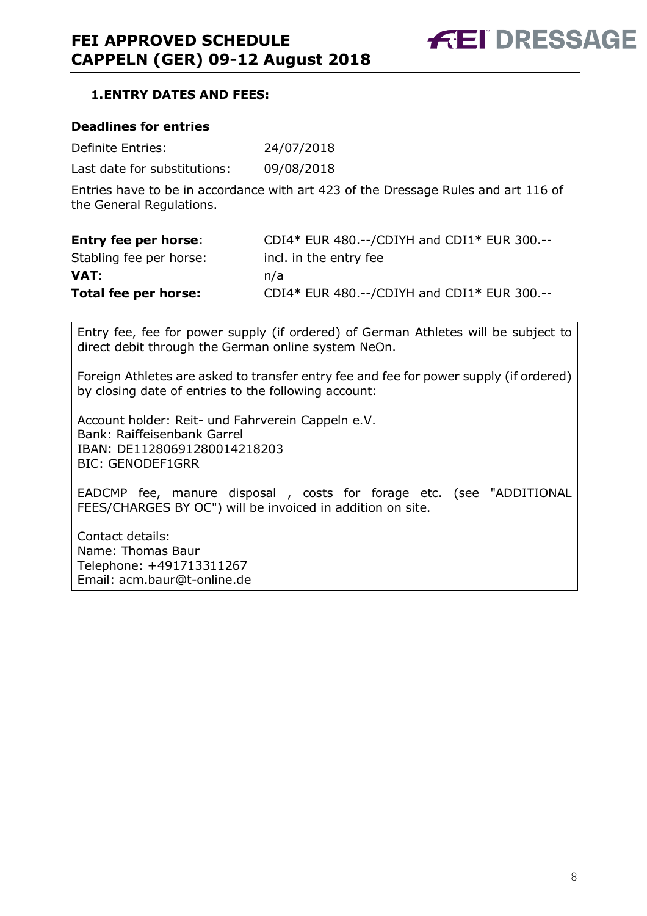## 1. ENTRY DATES AND FEES:

**Deadlines for entries**

| | |
|---|---|
| Definite Entries: | 24/07/2018 |
| Last date for substitutions: | 09/08/2018 |

Entries have to be in accordance with art 423 of the Dressage Rules and art 116 of the General Regulations.

| | |
|---|---|
| **Entry fee per horse**: | CDI4* EUR 480.--/CDIYH and CDI1* EUR 300.-- |
| Stabling fee per horse: | incl. in the entry fee |
| **VAT**: | n/a |
| **Total fee per horse:** | CDI4* EUR 480.--/CDIYH and CDI1* EUR 300.-- |

Entry fee, fee for power supply (if ordered) of German Athletes will be subject to direct debit through the German online system NeOn.

Foreign Athletes are asked to transfer entry fee and fee for power supply (if ordered) by closing date of entries to the following account:

Account holder: Reit- und Fahrverein Cappeln e.V.
Bank: Raiffeisenbank Garrel
IBAN: DE11280691280014218203
BIC: GENODEF1GRR

EADCMP fee, manure disposal , costs for forage etc. (see "ADDITIONAL FEES/CHARGES BY OC") will be invoiced in addition on site.

Contact details:
Name: Thomas Baur
Telephone: +491713311267
Email: acm.baur@t-online.de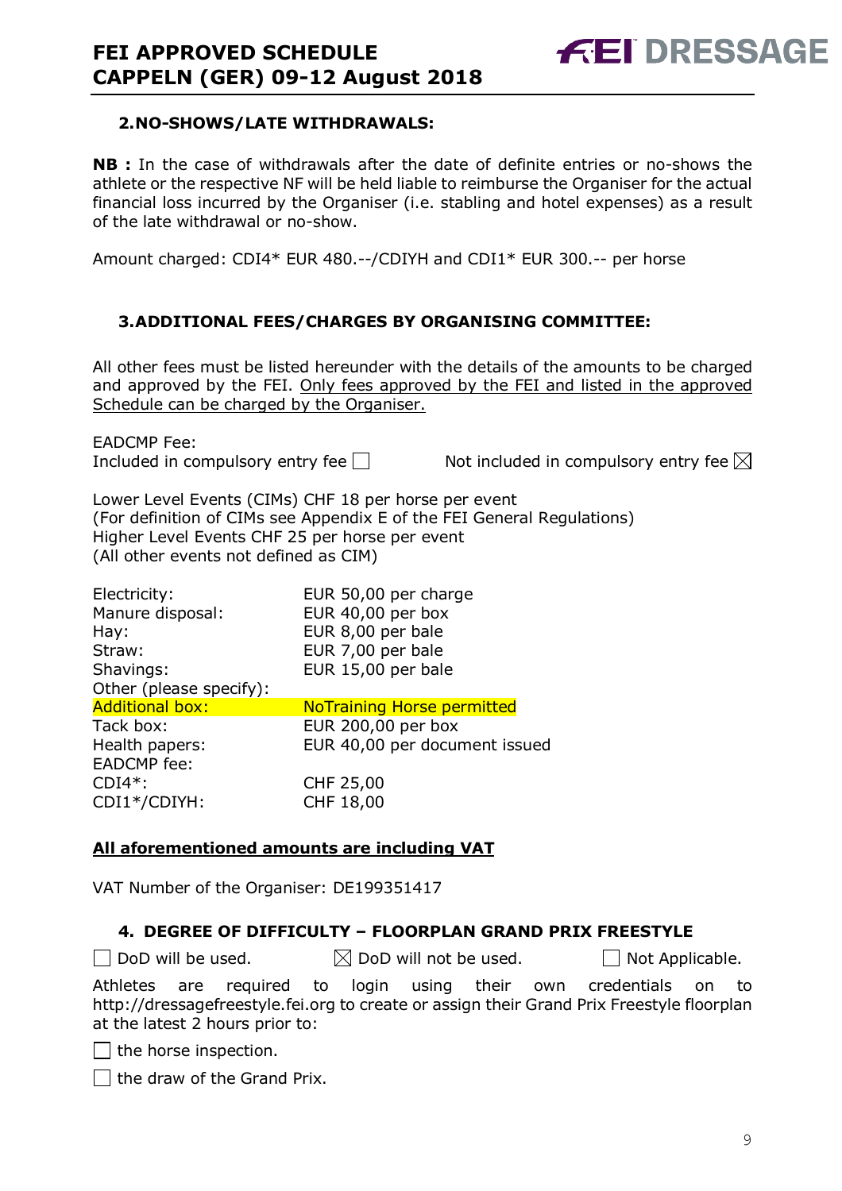## 2. NO-SHOWS/LATE WITHDRAWALS:

**NB :** In the case of withdrawals after the date of definite entries or no-shows the athlete or the respective NF will be held liable to reimburse the Organiser for the actual financial loss incurred by the Organiser (i.e. stabling and hotel expenses) as a result of the late withdrawal or no-show.

Amount charged: CDI4* EUR 480.--/CDIYH and CDI1* EUR 300.-- per horse

## 3. ADDITIONAL FEES/CHARGES BY ORGANISING COMMITTEE:

All other fees must be listed hereunder with the details of the amounts to be charged and approved by the FEI. Only fees approved by the FEI and listed in the approved Schedule can be charged by the Organiser.

EADCMP Fee:

Included in compulsory entry fee ☐ Not included in compulsory entry fee ☒

Lower Level Events (CIMs) CHF 18 per horse per event
(For definition of CIMs see Appendix E of the FEI General Regulations)
Higher Level Events CHF 25 per horse per event
(All other events not defined as CIM)

| | |
|---|---|
| Electricity: | EUR 50,00 per charge |
| Manure disposal: | EUR 40,00 per box |
| Hay: | EUR 8,00 per bale |
| Straw: | EUR 7,00 per bale |
| Shavings: | EUR 15,00 per bale |
| Other (please specify): | |
| Additional box: | NoTraining Horse permitted |
| Tack box: | EUR 200,00 per box |
| Health papers: | EUR 40,00 per document issued |
| EADCMP fee: | |
| CDI4*: | CHF 25,00 |
| CDI1*/CDIYH: | CHF 18,00 |

**All aforementioned amounts are including VAT**

VAT Number of the Organiser: DE199351417

## 4. DEGREE OF DIFFICULTY – FLOORPLAN GRAND PRIX FREESTYLE

☐ DoD will be used. ☒ DoD will not be used. ☐ Not Applicable.

Athletes are required to login using their own credentials on to http://dressagefreestyle.fei.org to create or assign their Grand Prix Freestyle floorplan at the latest 2 hours prior to:

☐ the horse inspection.

☐ the draw of the Grand Prix.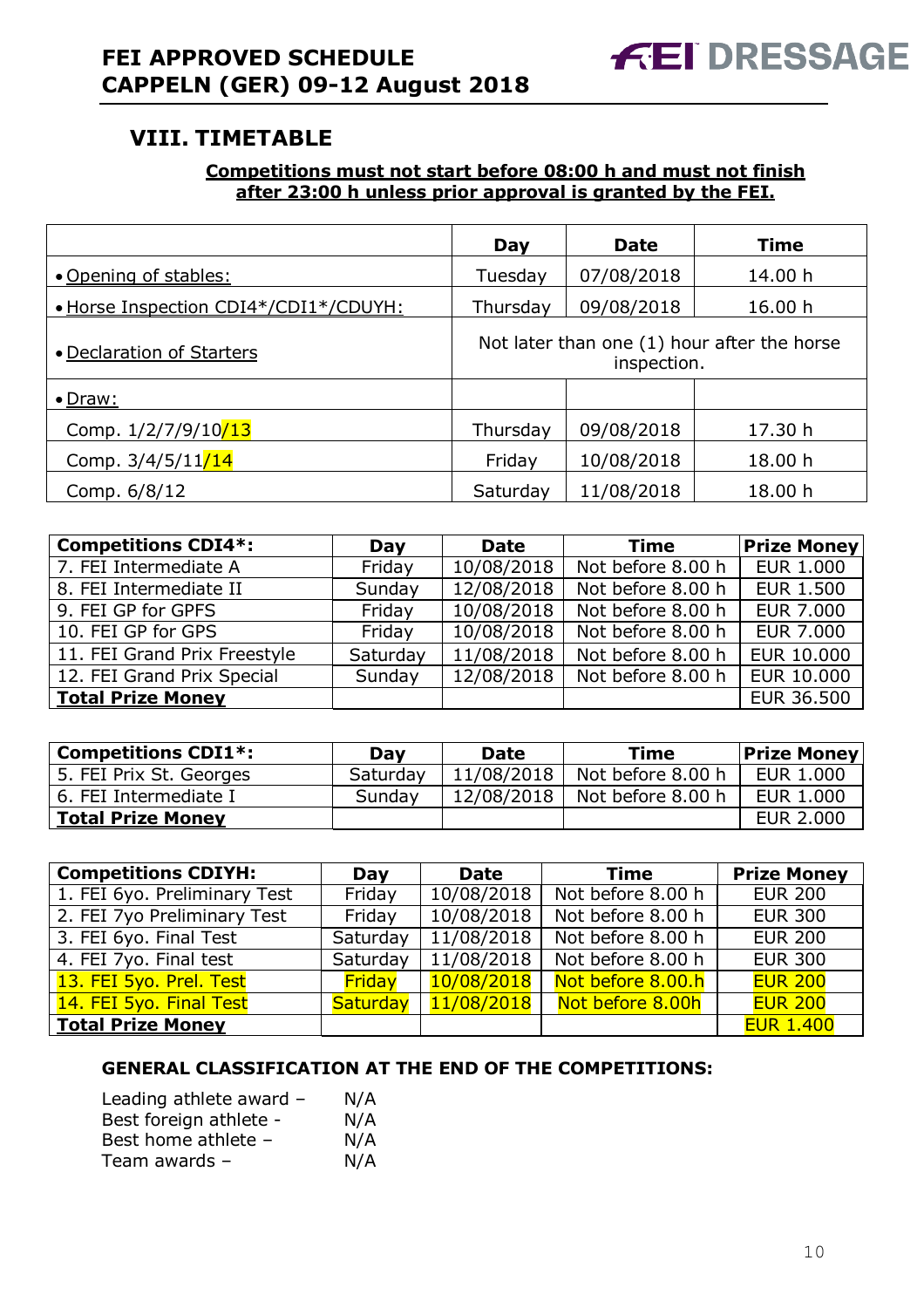## VIII. TIMETABLE

**Competitions must not start before 08:00 h and must not finish after 23:00 h unless prior approval is granted by the FEI.**

| | Day | Date | Time |
|---|---|---|---|
| • Opening of stables: | Tuesday | 07/08/2018 | 14.00 h |
| • Horse Inspection CDI4*/CDI1*/CDUYH: | Thursday | 09/08/2018 | 16.00 h |
| • Declaration of Starters | Not later than one (1) hour after the horse inspection. | | |
| • Draw: | | | |
| Comp. 1/2/7/9/10/13 | Thursday | 09/08/2018 | 17.30 h |
| Comp. 3/4/5/11/14 | Friday | 10/08/2018 | 18.00 h |
| Comp. 6/8/12 | Saturday | 11/08/2018 | 18.00 h |

| Competitions CDI4*: | Day | Date | Time | Prize Money |
|---|---|---|---|---|
| 7. FEI Intermediate A | Friday | 10/08/2018 | Not before 8.00 h | EUR 1.000 |
| 8. FEI Intermediate II | Sunday | 12/08/2018 | Not before 8.00 h | EUR 1.500 |
| 9. FEI GP for GPFS | Friday | 10/08/2018 | Not before 8.00 h | EUR 7.000 |
| 10. FEI GP for GPS | Friday | 10/08/2018 | Not before 8.00 h | EUR 7.000 |
| 11. FEI Grand Prix Freestyle | Saturday | 11/08/2018 | Not before 8.00 h | EUR 10.000 |
| 12. FEI Grand Prix Special | Sunday | 12/08/2018 | Not before 8.00 h | EUR 10.000 |
| **Total Prize Money** | | | | EUR 36.500 |

| Competitions CDI1*: | Day | Date | Time | Prize Money |
|---|---|---|---|---|
| 5. FEI Prix St. Georges | Saturday | 11/08/2018 | Not before 8.00 h | EUR 1.000 |
| 6. FEI Intermediate I | Sunday | 12/08/2018 | Not before 8.00 h | EUR 1.000 |
| **Total Prize Money** | | | | EUR 2.000 |

| Competitions CDIYH: | Day | Date | Time | Prize Money |
|---|---|---|---|---|
| 1. FEI 6yo. Preliminary Test | Friday | 10/08/2018 | Not before 8.00 h | EUR 200 |
| 2. FEI 7yo Preliminary Test | Friday | 10/08/2018 | Not before 8.00 h | EUR 300 |
| 3. FEI 6yo. Final Test | Saturday | 11/08/2018 | Not before 8.00 h | EUR 200 |
| 4. FEI 7yo. Final test | Saturday | 11/08/2018 | Not before 8.00 h | EUR 300 |
| 13. FEI 5yo. Prel. Test | Friday | 10/08/2018 | Not before 8.00.h | EUR 200 |
| 14. FEI 5yo. Final Test | Saturday | 11/08/2018 | Not before 8.00h | EUR 200 |
| **Total Prize Money** | | | | EUR 1.400 |

**GENERAL CLASSIFICATION AT THE END OF THE COMPETITIONS:**

Leading athlete award – N/A
Best foreign athlete - N/A
Best home athlete – N/A
Team awards – N/A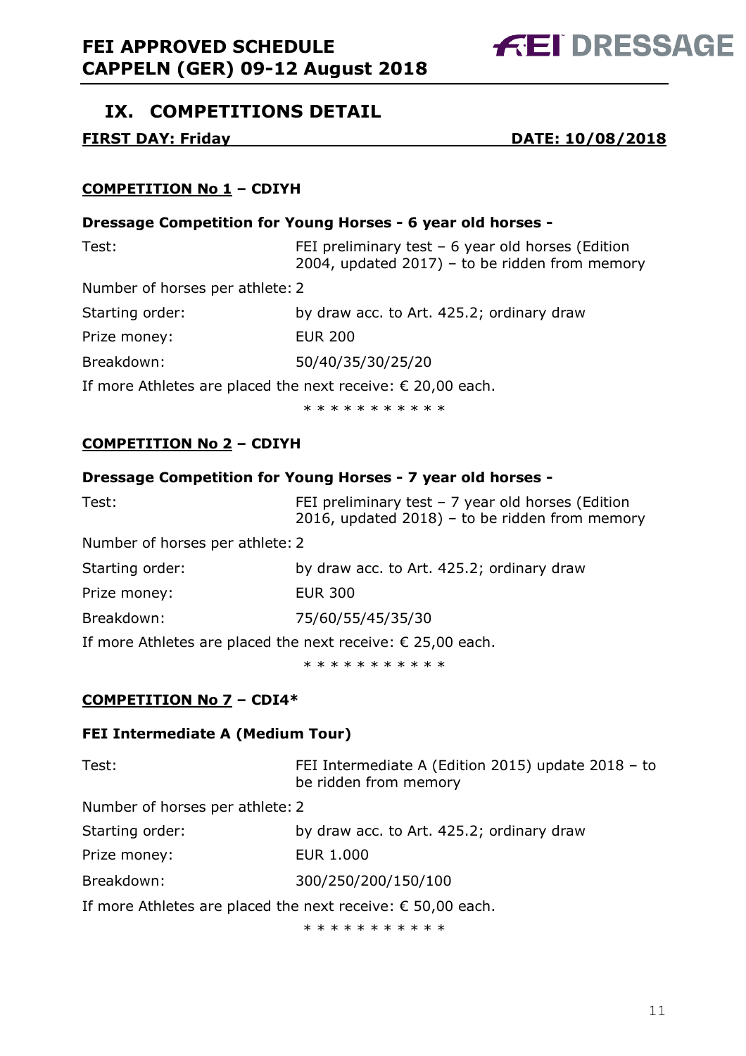## IX. COMPETITIONS DETAIL

**FIRST DAY: Friday** **DATE: 10/08/2018**

### COMPETITION No 1 – CDIYH

**Dressage Competition for Young Horses - 6 year old horses -**

Test: FEI preliminary test – 6 year old horses (Edition 2004, updated 2017) – to be ridden from memory

Number of horses per athlete: 2

Starting order: by draw acc. to Art. 425.2; ordinary draw

Prize money: EUR 200

Breakdown: 50/40/35/30/25/20

If more Athletes are placed the next receive: € 20,00 each.

* * * * * * * * * * *

### COMPETITION No 2 – CDIYH

**Dressage Competition for Young Horses - 7 year old horses -**

Test: FEI preliminary test – 7 year old horses (Edition 2016, updated 2018) – to be ridden from memory

Number of horses per athlete: 2

Starting order: by draw acc. to Art. 425.2; ordinary draw

Prize money: EUR 300

Breakdown: 75/60/55/45/35/30

If more Athletes are placed the next receive: € 25,00 each.

* * * * * * * * * * *

### COMPETITION No 7 – CDI4*

**FEI Intermediate A (Medium Tour)**

Test: FEI Intermediate A (Edition 2015) update 2018 – to be ridden from memory

Number of horses per athlete: 2

Starting order: by draw acc. to Art. 425.2; ordinary draw

Prize money: EUR 1.000

Breakdown: 300/250/200/150/100

If more Athletes are placed the next receive: € 50,00 each.

* * * * * * * * * * *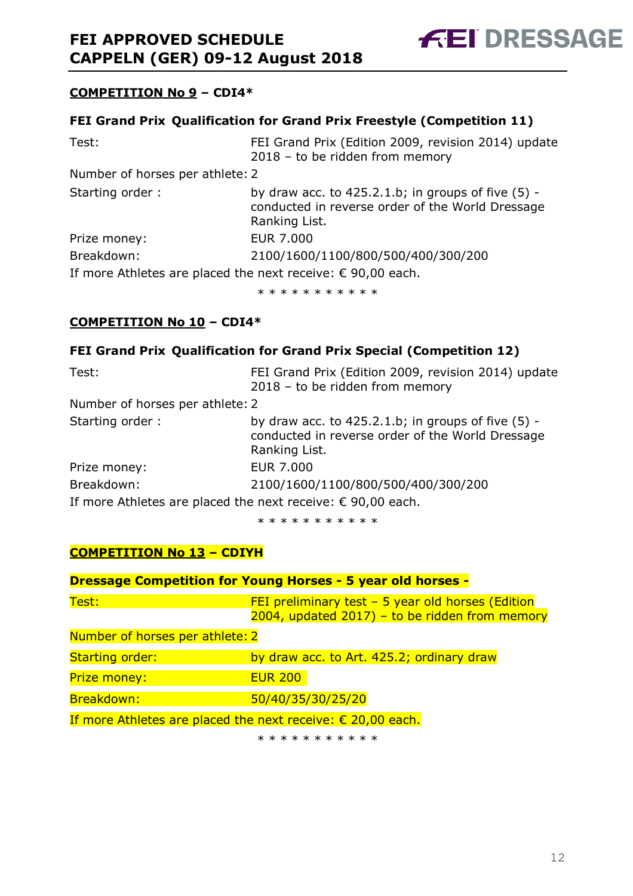**COMPETITION No 9 – CDI4***

**FEI Grand Prix Qualification for Grand Prix Freestyle (Competition 11)**

| | |
|---|---|
| Test: | FEI Grand Prix (Edition 2009, revision 2014) update 2018 – to be ridden from memory |
| Number of horses per athlete: | 2 |
| Starting order : | by draw acc. to 425.2.1.b; in groups of five (5) - conducted in reverse order of the World Dressage Ranking List. |
| Prize money: | EUR 7.000 |
| Breakdown: | 2100/1600/1100/800/500/400/300/200 |

If more Athletes are placed the next receive: € 90,00 each.

\* \* \* \* \* \* \* \* \* \* \*

**COMPETITION No 10 – CDI4***

**FEI Grand Prix Qualification for Grand Prix Special (Competition 12)**

| | |
|---|---|
| Test: | FEI Grand Prix (Edition 2009, revision 2014) update 2018 – to be ridden from memory |
| Number of horses per athlete: | 2 |
| Starting order : | by draw acc. to 425.2.1.b; in groups of five (5) - conducted in reverse order of the World Dressage Ranking List. |
| Prize money: | EUR 7.000 |
| Breakdown: | 2100/1600/1100/800/500/400/300/200 |

If more Athletes are placed the next receive: € 90,00 each.

\* \* \* \* \* \* \* \* \* \* \*

**COMPETITION No 13 – CDIYH**

**Dressage Competition for Young Horses - 5 year old horses -**

| | |
|---|---|
| Test: | FEI preliminary test – 5 year old horses (Edition 2004, updated 2017) – to be ridden from memory |
| Number of horses per athlete: | 2 |
| Starting order: | by draw acc. to Art. 425.2; ordinary draw |
| Prize money: | EUR 200 |
| Breakdown: | 50/40/35/30/25/20 |

If more Athletes are placed the next receive: € 20,00 each.

\* \* \* \* \* \* \* \* \* \* \*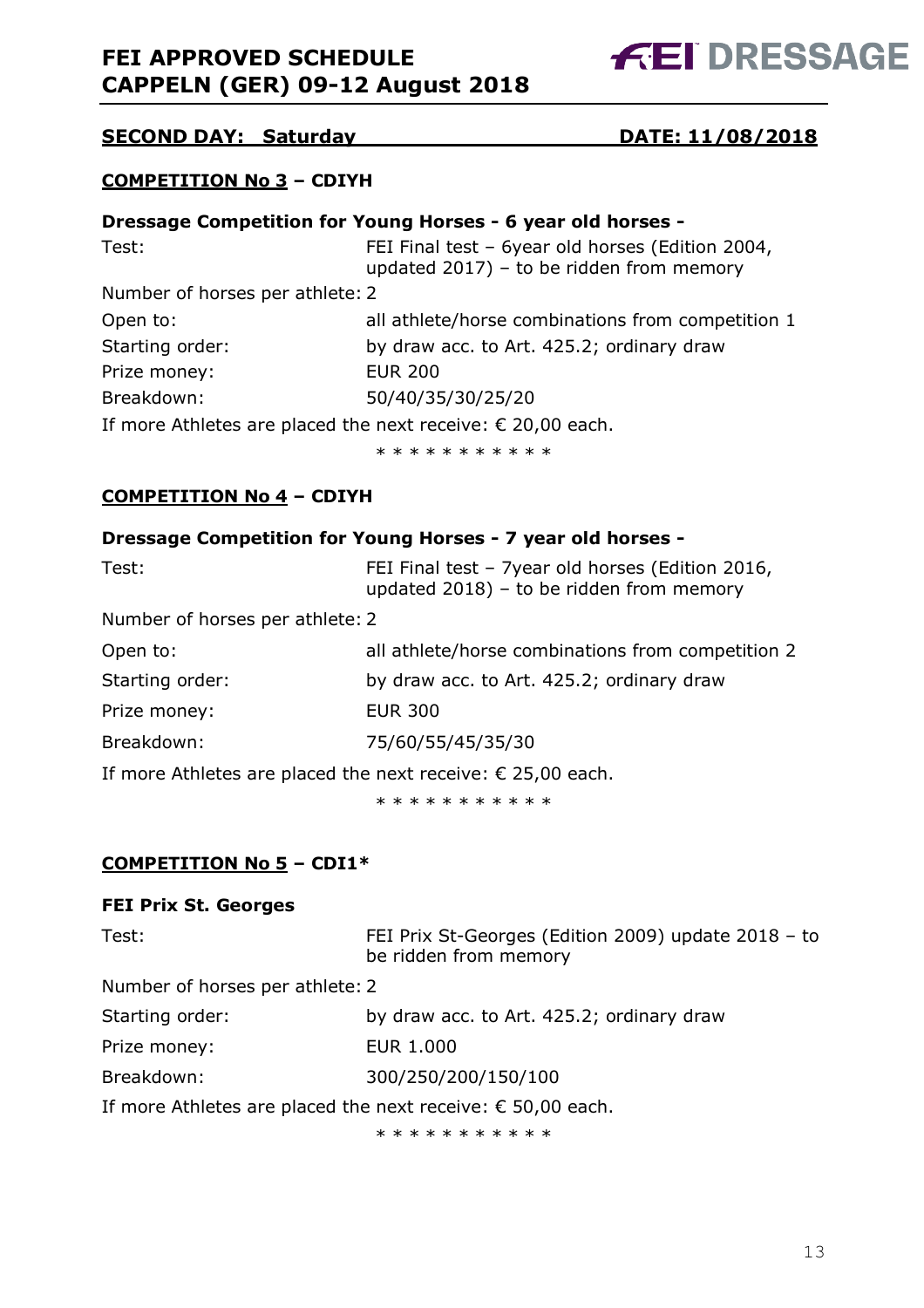**SECOND DAY: Saturday DATE: 11/08/2018**

**COMPETITION No 3 – CDIYH**

**Dressage Competition for Young Horses - 6 year old horses -**

Test: FEI Final test – 6year old horses (Edition 2004, updated 2017) – to be ridden from memory

Number of horses per athlete: 2

Open to: all athlete/horse combinations from competition 1

Starting order: by draw acc. to Art. 425.2; ordinary draw

Prize money: EUR 200

Breakdown: 50/40/35/30/25/20

If more Athletes are placed the next receive: € 20,00 each.

\* \* \* \* \* \* \* \* \* \* \*

**COMPETITION No 4 – CDIYH**

**Dressage Competition for Young Horses - 7 year old horses -**

Test: FEI Final test – 7year old horses (Edition 2016, updated 2018) – to be ridden from memory

Number of horses per athlete: 2

Open to: all athlete/horse combinations from competition 2

Starting order: by draw acc. to Art. 425.2; ordinary draw

Prize money: EUR 300

Breakdown: 75/60/55/45/35/30

If more Athletes are placed the next receive: € 25,00 each.

\* \* \* \* \* \* \* \* \* \* \*

**COMPETITION No 5 – CDI1\***

**FEI Prix St. Georges**

Test: FEI Prix St-Georges (Edition 2009) update 2018 – to be ridden from memory

Number of horses per athlete: 2

Starting order: by draw acc. to Art. 425.2; ordinary draw

Prize money: EUR 1.000

Breakdown: 300/250/200/150/100

If more Athletes are placed the next receive: € 50,00 each.

\* \* \* \* \* \* \* \* \* \* \*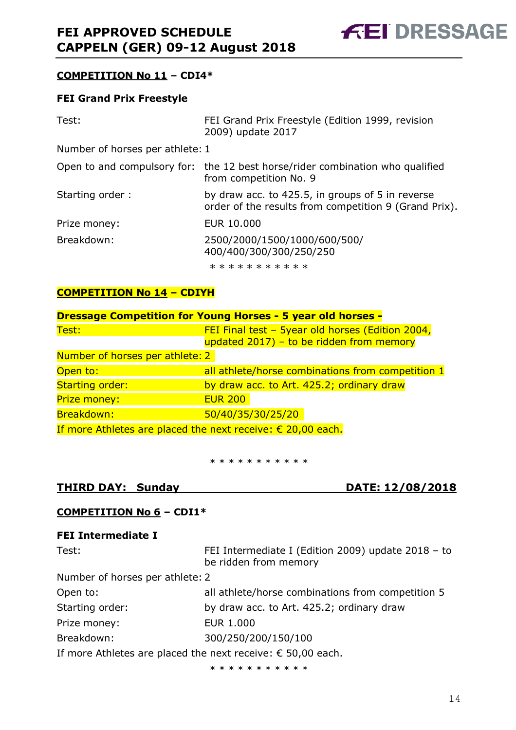**COMPETITION No 11 – CDI4***

**FEI Grand Prix Freestyle**

| | |
|---|---|
| Test: | FEI Grand Prix Freestyle (Edition 1999, revision 2009) update 2017 |
| Number of horses per athlete: | 1 |
| Open to and compulsory for: | the 12 best horse/rider combination who qualified from competition No. 9 |
| Starting order : | by draw acc. to 425.5, in groups of 5 in reverse order of the results from competition 9 (Grand Prix). |
| Prize money: | EUR 10.000 |
| Breakdown: | 2500/2000/1500/1000/600/500/ 400/400/300/300/250/250 |

* * * * * * * * * * *

**COMPETITION No 14 – CDIYH**

**Dressage Competition for Young Horses - 5 year old horses -**

| | |
|---|---|
| Test: | FEI Final test – 5year old horses (Edition 2004, updated 2017) – to be ridden from memory |
| Number of horses per athlete: | 2 |
| Open to: | all athlete/horse combinations from competition 1 |
| Starting order: | by draw acc. to Art. 425.2; ordinary draw |
| Prize money: | EUR 200 |
| Breakdown: | 50/40/35/30/25/20 |

If more Athletes are placed the next receive: € 20,00 each.

* * * * * * * * * * *

## THIRD DAY: Sunday DATE: 12/08/2018

**COMPETITION No 6 – CDI1***

**FEI Intermediate I**

| | |
|---|---|
| Test: | FEI Intermediate I (Edition 2009) update 2018 – to be ridden from memory |
| Number of horses per athlete: | 2 |
| Open to: | all athlete/horse combinations from competition 5 |
| Starting order: | by draw acc. to Art. 425.2; ordinary draw |
| Prize money: | EUR 1.000 |
| Breakdown: | 300/250/200/150/100 |

If more Athletes are placed the next receive: € 50,00 each.

* * * * * * * * * * *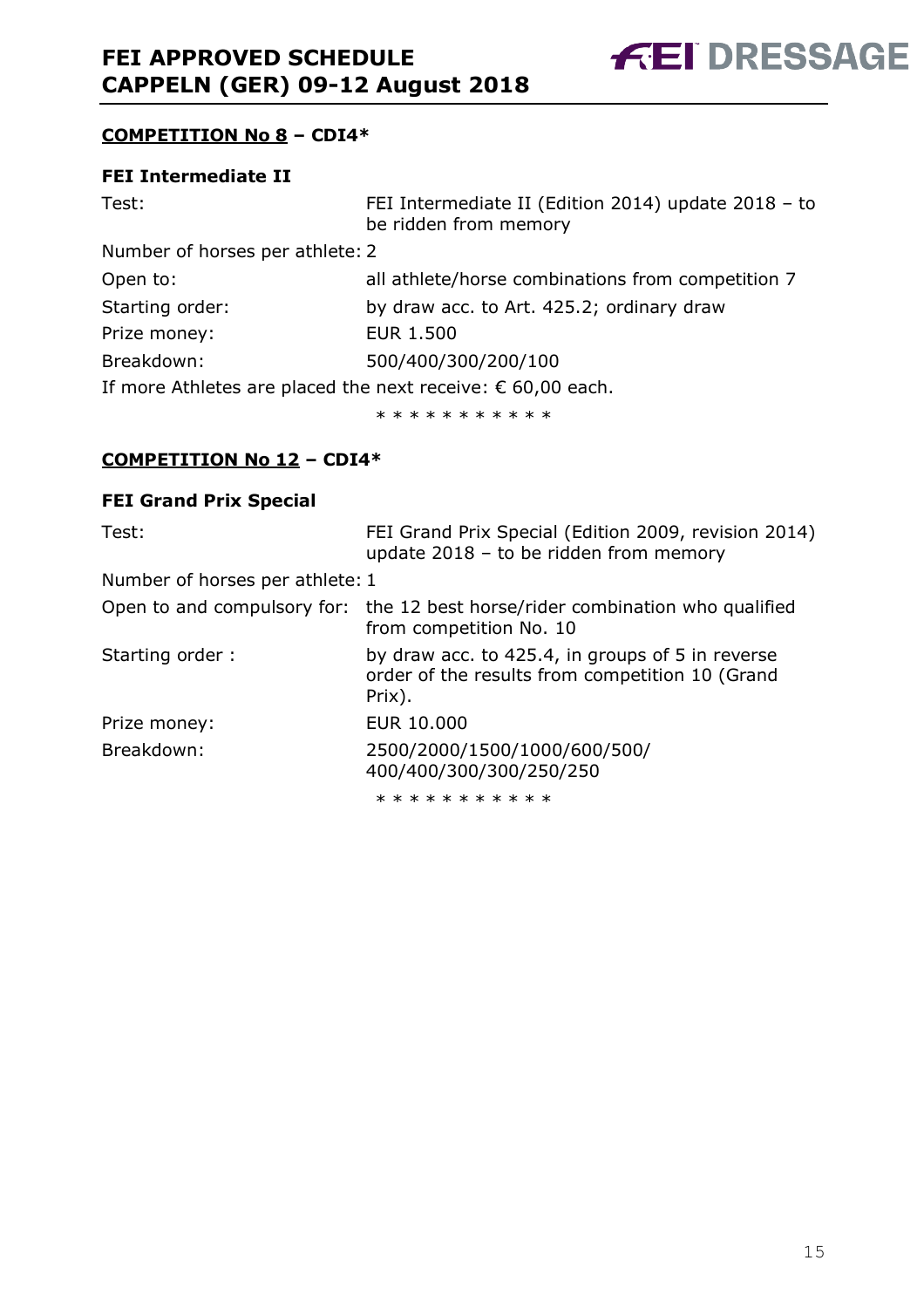## **COMPETITION No 8 – CDI4***

### **FEI Intermediate II**

| | |
|---|---|
| Test: | FEI Intermediate II (Edition 2014) update 2018 – to be ridden from memory |
| Number of horses per athlete: | 2 |
| Open to: | all athlete/horse combinations from competition 7 |
| Starting order: | by draw acc. to Art. 425.2; ordinary draw |
| Prize money: | EUR 1.500 |
| Breakdown: | 500/400/300/200/100 |

If more Athletes are placed the next receive: € 60,00 each.

\* * * * * * * * * * *

## **COMPETITION No 12 – CDI4***

### **FEI Grand Prix Special**

| | |
|---|---|
| Test: | FEI Grand Prix Special (Edition 2009, revision 2014) update 2018 – to be ridden from memory |
| Number of horses per athlete: | 1 |
| Open to and compulsory for: | the 12 best horse/rider combination who qualified from competition No. 10 |
| Starting order : | by draw acc. to 425.4, in groups of 5 in reverse order of the results from competition 10 (Grand Prix). |
| Prize money: | EUR 10.000 |
| Breakdown: | 2500/2000/1500/1000/600/500/400/400/300/300/250/250 |

\* * * * * * * * * * *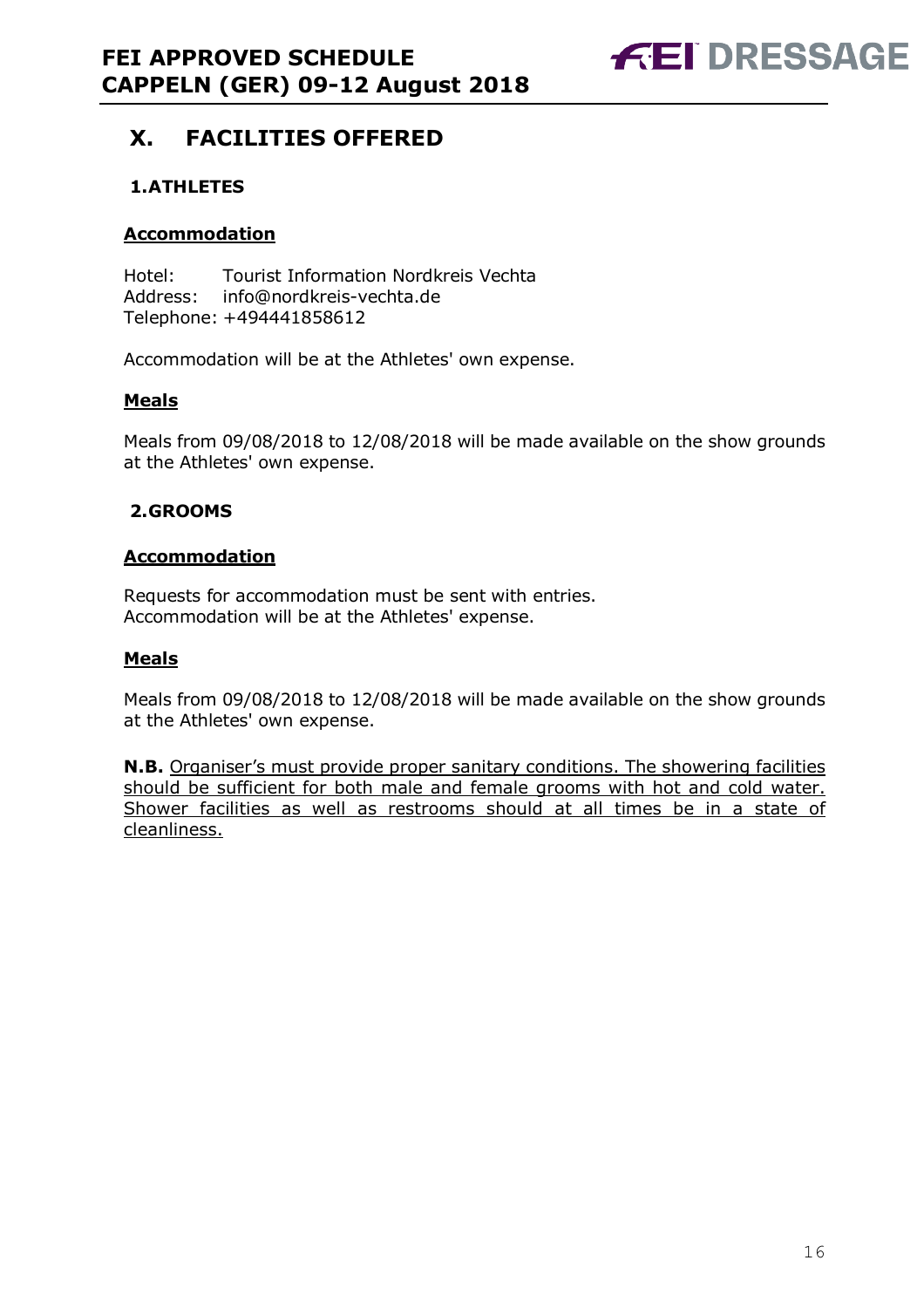# X. FACILITIES OFFERED

## 1. ATHLETES

### Accommodation

Hotel: Tourist Information Nordkreis Vechta
Address: info@nordkreis-vechta.de
Telephone: +494441858612

Accommodation will be at the Athletes' own expense.

### Meals

Meals from 09/08/2018 to 12/08/2018 will be made available on the show grounds at the Athletes' own expense.

## 2. GROOMS

### Accommodation

Requests for accommodation must be sent with entries.
Accommodation will be at the Athletes' expense.

### Meals

Meals from 09/08/2018 to 12/08/2018 will be made available on the show grounds at the Athletes' own expense.

**N.B.** Organiser's must provide proper sanitary conditions. The showering facilities should be sufficient for both male and female grooms with hot and cold water. Shower facilities as well as restrooms should at all times be in a state of cleanliness.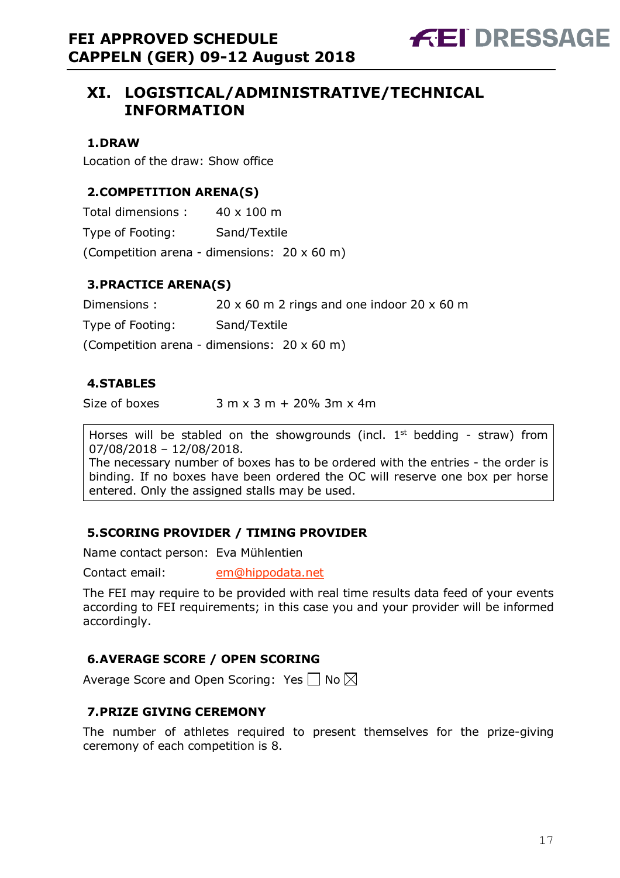# XI. LOGISTICAL/ADMINISTRATIVE/TECHNICAL INFORMATION

### 1. DRAW

Location of the draw: Show office

### 2. COMPETITION ARENA(S)

Total dimensions : 40 x 100 m

Type of Footing: Sand/Textile

(Competition arena - dimensions: 20 x 60 m)

### 3. PRACTICE ARENA(S)

Dimensions : 20 x 60 m 2 rings and one indoor 20 x 60 m

Type of Footing: Sand/Textile

(Competition arena - dimensions: 20 x 60 m)

### 4. STABLES

Size of boxes 3 m x 3 m + 20% 3m x 4m

Horses will be stabled on the showgrounds (incl. 1st bedding - straw) from 07/08/2018 – 12/08/2018.
The necessary number of boxes has to be ordered with the entries - the order is binding. If no boxes have been ordered the OC will reserve one box per horse entered. Only the assigned stalls may be used.

### 5. SCORING PROVIDER / TIMING PROVIDER

Name contact person: Eva Mühlentien

Contact email: em@hippodata.net

The FEI may require to be provided with real time results data feed of your events according to FEI requirements; in this case you and your provider will be informed accordingly.

### 6. AVERAGE SCORE / OPEN SCORING

Average Score and Open Scoring: Yes ☐ No ☒

### 7. PRIZE GIVING CEREMONY

The number of athletes required to present themselves for the prize-giving ceremony of each competition is 8.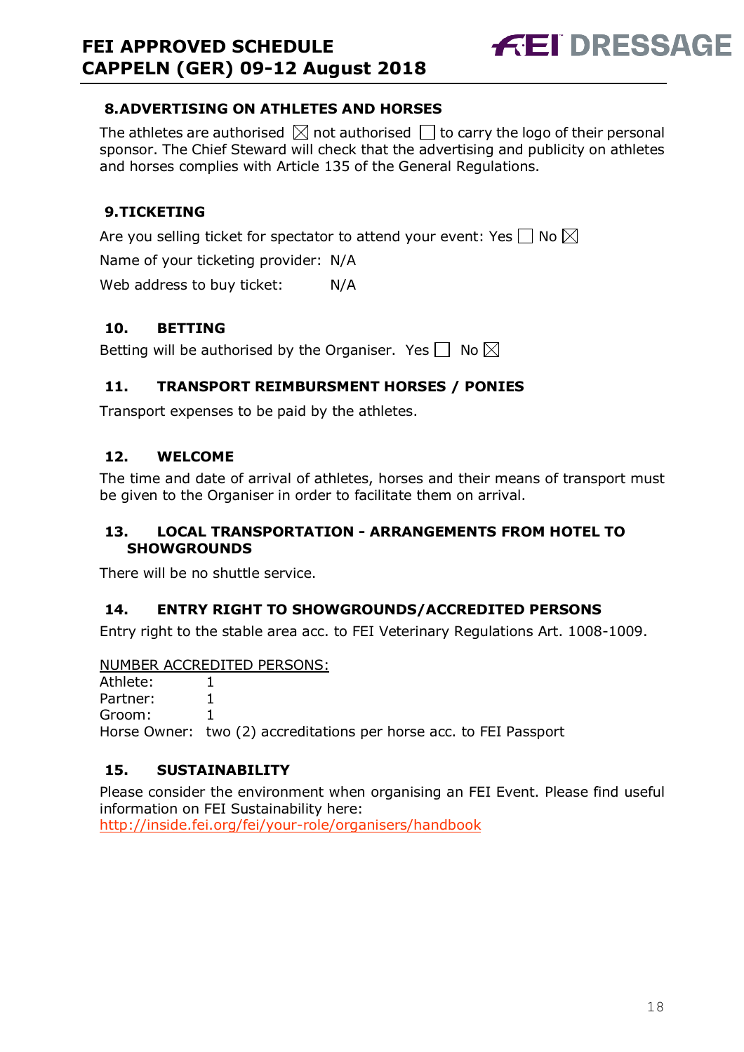## 8. ADVERTISING ON ATHLETES AND HORSES

The athletes are authorised ☒ not authorised ☐ to carry the logo of their personal sponsor. The Chief Steward will check that the advertising and publicity on athletes and horses complies with Article 135 of the General Regulations.

## 9. TICKETING

Are you selling ticket for spectator to attend your event: Yes ☐ No ☒

Name of your ticketing provider: N/A

Web address to buy ticket: N/A

## 10. BETTING

Betting will be authorised by the Organiser. Yes ☐ No ☒

## 11. TRANSPORT REIMBURSMENT HORSES / PONIES

Transport expenses to be paid by the athletes.

## 12. WELCOME

The time and date of arrival of athletes, horses and their means of transport must be given to the Organiser in order to facilitate them on arrival.

## 13. LOCAL TRANSPORTATION - ARRANGEMENTS FROM HOTEL TO SHOWGROUNDS

There will be no shuttle service.

## 14. ENTRY RIGHT TO SHOWGROUNDS/ACCREDITED PERSONS

Entry right to the stable area acc. to FEI Veterinary Regulations Art. 1008-1009.

NUMBER ACCREDITED PERSONS:

Athlete: 1
Partner: 1
Groom: 1
Horse Owner: two (2) accreditations per horse acc. to FEI Passport

## 15. SUSTAINABILITY

Please consider the environment when organising an FEI Event. Please find useful information on FEI Sustainability here:
http://inside.fei.org/fei/your-role/organisers/handbook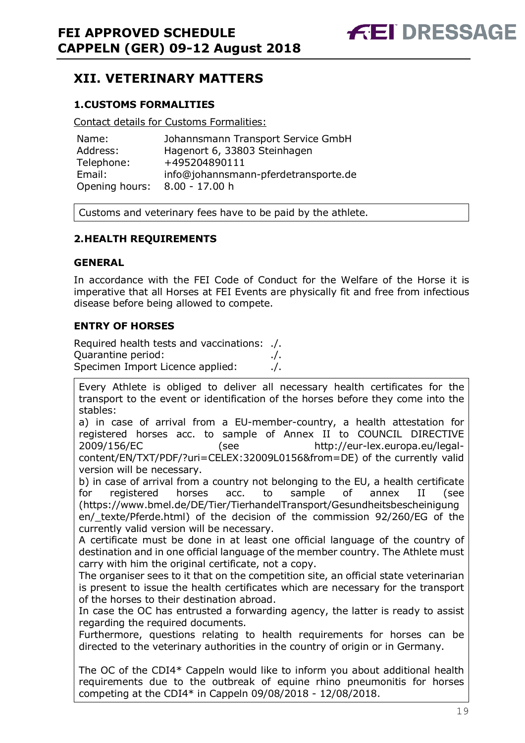## XII. VETERINARY MATTERS

### 1.CUSTOMS FORMALITIES

Contact details for Customs Formalities:

| | |
|---|---|
| Name: | Johannsmann Transport Service GmbH |
| Address: | Hagenort 6, 33803 Steinhagen |
| Telephone: | +495204890111 |
| Email: | info@johannsmann-pferdetransporte.de |
| Opening hours: | 8.00 - 17.00 h |

Customs and veterinary fees have to be paid by the athlete.

### 2.HEALTH REQUIREMENTS

#### GENERAL

In accordance with the FEI Code of Conduct for the Welfare of the Horse it is imperative that all Horses at FEI Events are physically fit and free from infectious disease before being allowed to compete.

#### ENTRY OF HORSES

Required health tests and vaccinations: ./.
Quarantine period: ./.
Specimen Import Licence applied: ./.

Every Athlete is obliged to deliver all necessary health certificates for the transport to the event or identification of the horses before they come into the stables:

a) in case of arrival from a EU-member-country, a health attestation for registered horses acc. to sample of Annex II to COUNCIL DIRECTIVE 2009/156/EC (see http://eur-lex.europa.eu/legal-content/EN/TXT/PDF/?uri=CELEX:32009L0156&from=DE) of the currently valid version will be necessary.

b) in case of arrival from a country not belonging to the EU, a health certificate for registered horses acc. to sample of annex II (see (https://www.bmel.de/DE/Tier/TierhandelTransport/Gesundheitsbescheinigungen/_texte/Pferde.html) of the decision of the commission 92/260/EG of the currently valid version will be necessary.

A certificate must be done in at least one official language of the country of destination and in one official language of the member country. The Athlete must carry with him the original certificate, not a copy.

The organiser sees to it that on the competition site, an official state veterinarian is present to issue the health certificates which are necessary for the transport of the horses to their destination abroad.

In case the OC has entrusted a forwarding agency, the latter is ready to assist regarding the required documents.

Furthermore, questions relating to health requirements for horses can be directed to the veterinary authorities in the country of origin or in Germany.

The OC of the CDI4* Cappeln would like to inform you about additional health requirements due to the outbreak of equine rhino pneumonitis for horses competing at the CDI4* in Cappeln 09/08/2018 - 12/08/2018.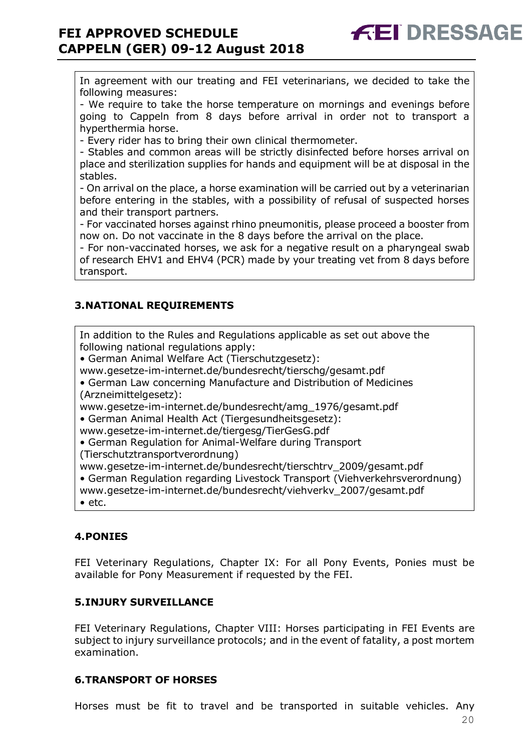In agreement with our treating and FEI veterinarians, we decided to take the following measures:

- We require to take the horse temperature on mornings and evenings before going to Cappeln from 8 days before arrival in order not to transport a hyperthermia horse.
- Every rider has to bring their own clinical thermometer.
- Stables and common areas will be strictly disinfected before horses arrival on place and sterilization supplies for hands and equipment will be at disposal in the stables.
- On arrival on the place, a horse examination will be carried out by a veterinarian before entering in the stables, with a possibility of refusal of suspected horses and their transport partners.
- For vaccinated horses against rhino pneumonitis, please proceed a booster from now on. Do not vaccinate in the 8 days before the arrival on the place.
- For non-vaccinated horses, we ask for a negative result on a pharyngeal swab of research EHV1 and EHV4 (PCR) made by your treating vet from 8 days before transport.

## 3. NATIONAL REQUIREMENTS

In addition to the Rules and Regulations applicable as set out above the following national regulations apply:

- German Animal Welfare Act (Tierschutzgesetz): www.gesetze-im-internet.de/bundesrecht/tierschg/gesamt.pdf
- German Law concerning Manufacture and Distribution of Medicines (Arzneimittelgesetz): www.gesetze-im-internet.de/bundesrecht/amg_1976/gesamt.pdf
- German Animal Health Act (Tiergesundheitsgesetz): www.gesetze-im-internet.de/tiergesg/TierGesG.pdf
- German Regulation for Animal-Welfare during Transport (Tierschutztransportverordnung) www.gesetze-im-internet.de/bundesrecht/tierschtrv_2009/gesamt.pdf
- German Regulation regarding Livestock Transport (Viehverkehrsverordnung) www.gesetze-im-internet.de/bundesrecht/viehverkv_2007/gesamt.pdf
- etc.

## 4. PONIES

FEI Veterinary Regulations, Chapter IX: For all Pony Events, Ponies must be available for Pony Measurement if requested by the FEI.

## 5. INJURY SURVEILLANCE

FEI Veterinary Regulations, Chapter VIII: Horses participating in FEI Events are subject to injury surveillance protocols; and in the event of fatality, a post mortem examination.

## 6. TRANSPORT OF HORSES

Horses must be fit to travel and be transported in suitable vehicles. Any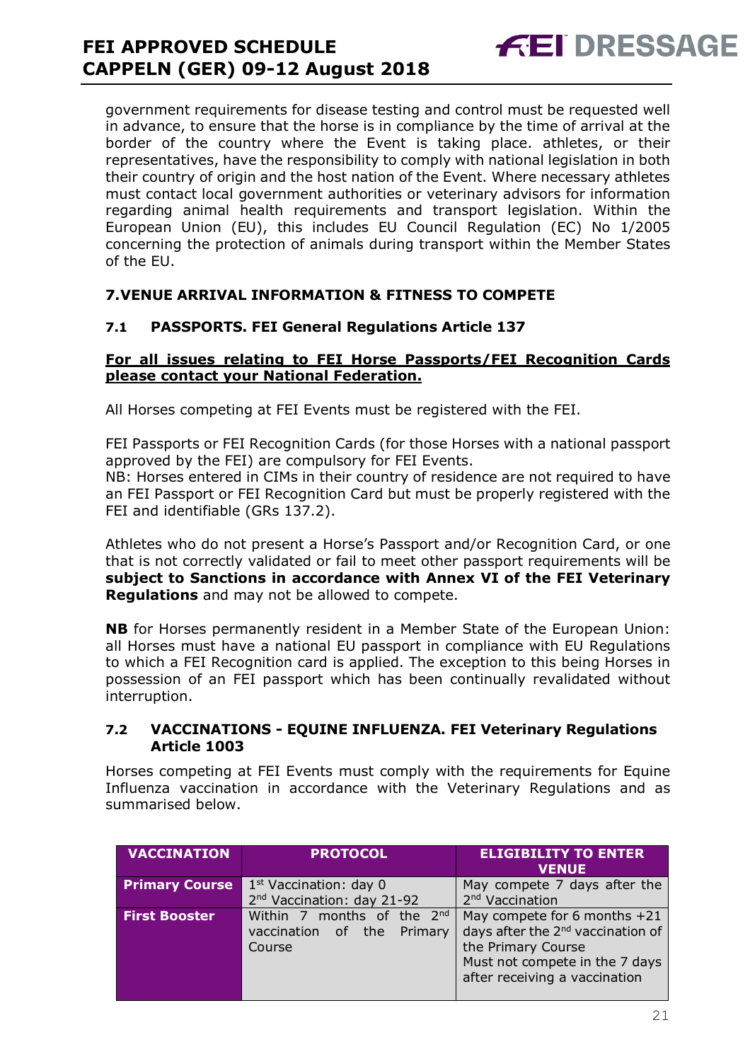government requirements for disease testing and control must be requested well in advance, to ensure that the horse is in compliance by the time of arrival at the border of the country where the Event is taking place. athletes, or their representatives, have the responsibility to comply with national legislation in both their country of origin and the host nation of the Event. Where necessary athletes must contact local government authorities or veterinary advisors for information regarding animal health requirements and transport legislation. Within the European Union (EU), this includes EU Council Regulation (EC) No 1/2005 concerning the protection of animals during transport within the Member States of the EU.

## 7.VENUE ARRIVAL INFORMATION & FITNESS TO COMPETE

### 7.1 PASSPORTS. FEI General Regulations Article 137

**For all issues relating to FEI Horse Passports/FEI Recognition Cards please contact your National Federation.**

All Horses competing at FEI Events must be registered with the FEI.

FEI Passports or FEI Recognition Cards (for those Horses with a national passport approved by the FEI) are compulsory for FEI Events.
NB: Horses entered in CIMs in their country of residence are not required to have an FEI Passport or FEI Recognition Card but must be properly registered with the FEI and identifiable (GRs 137.2).

Athletes who do not present a Horse's Passport and/or Recognition Card, or one that is not correctly validated or fail to meet other passport requirements will be **subject to Sanctions in accordance with Annex VI of the FEI Veterinary Regulations** and may not be allowed to compete.

**NB** for Horses permanently resident in a Member State of the European Union: all Horses must have a national EU passport in compliance with EU Regulations to which a FEI Recognition card is applied. The exception to this being Horses in possession of an FEI passport which has been continually revalidated without interruption.

### 7.2 VACCINATIONS - EQUINE INFLUENZA. FEI Veterinary Regulations Article 1003

Horses competing at FEI Events must comply with the requirements for Equine Influenza vaccination in accordance with the Veterinary Regulations and as summarised below.

| VACCINATION | PROTOCOL | ELIGIBILITY TO ENTER VENUE |
|---|---|---|
| **Primary Course** | 1st Vaccination: day 0<br>2nd Vaccination: day 21-92 | May compete 7 days after the 2nd Vaccination |
| **First Booster** | Within 7 months of the 2nd vaccination of the Primary Course | May compete for 6 months +21 days after the 2nd vaccination of the Primary Course<br>Must not compete in the 7 days after receiving a vaccination |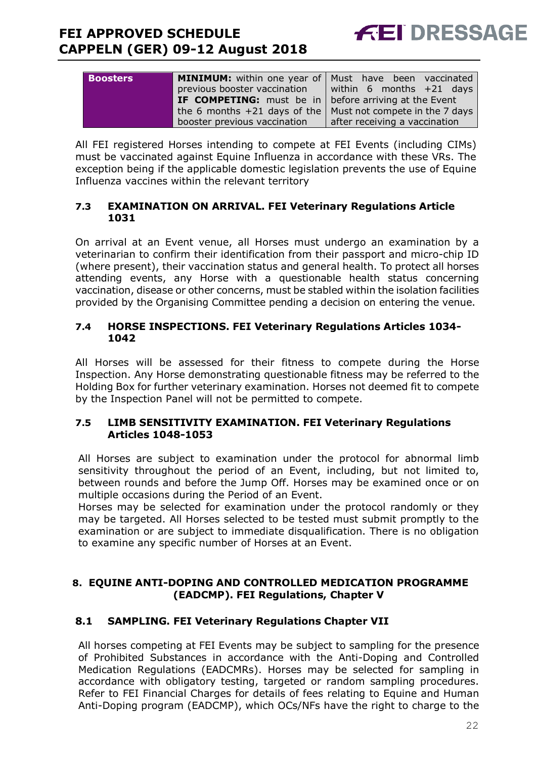| Boosters | **MINIMUM:** within one year of previous booster vaccination **IF COMPETING:** must be in the 6 months +21 days of the booster previous vaccination | Must have been vaccinated within 6 months +21 days before arriving at the Event Must not compete in the 7 days after receiving a vaccination |
|---|---|---|

All FEI registered Horses intending to compete at FEI Events (including CIMs) must be vaccinated against Equine Influenza in accordance with these VRs. The exception being if the applicable domestic legislation prevents the use of Equine Influenza vaccines within the relevant territory

### 7.3 EXAMINATION ON ARRIVAL. FEI Veterinary Regulations Article 1031

On arrival at an Event venue, all Horses must undergo an examination by a veterinarian to confirm their identification from their passport and micro-chip ID (where present), their vaccination status and general health. To protect all horses attending events, any Horse with a questionable health status concerning vaccination, disease or other concerns, must be stabled within the isolation facilities provided by the Organising Committee pending a decision on entering the venue.

### 7.4 HORSE INSPECTIONS. FEI Veterinary Regulations Articles 1034-1042

All Horses will be assessed for their fitness to compete during the Horse Inspection. Any Horse demonstrating questionable fitness may be referred to the Holding Box for further veterinary examination. Horses not deemed fit to compete by the Inspection Panel will not be permitted to compete.

### 7.5 LIMB SENSITIVITY EXAMINATION. FEI Veterinary Regulations Articles 1048-1053

All Horses are subject to examination under the protocol for abnormal limb sensitivity throughout the period of an Event, including, but not limited to, between rounds and before the Jump Off. Horses may be examined once or on multiple occasions during the Period of an Event.

Horses may be selected for examination under the protocol randomly or they may be targeted. All Horses selected to be tested must submit promptly to the examination or are subject to immediate disqualification. There is no obligation to examine any specific number of Horses at an Event.

## 8. EQUINE ANTI-DOPING AND CONTROLLED MEDICATION PROGRAMME (EADCMP). FEI Regulations, Chapter V

### 8.1 SAMPLING. FEI Veterinary Regulations Chapter VII

All horses competing at FEI Events may be subject to sampling for the presence of Prohibited Substances in accordance with the Anti-Doping and Controlled Medication Regulations (EADCMRs). Horses may be selected for sampling in accordance with obligatory testing, targeted or random sampling procedures. Refer to FEI Financial Charges for details of fees relating to Equine and Human Anti-Doping program (EADCMP), which OCs/NFs have the right to charge to the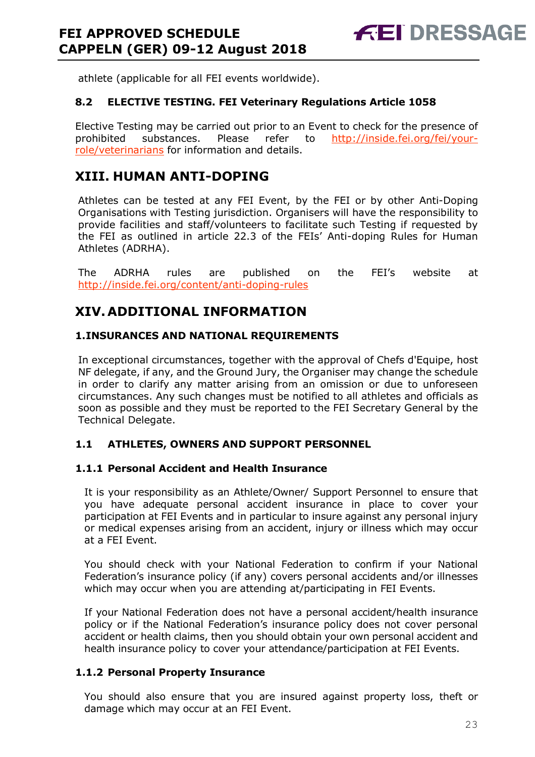athlete (applicable for all FEI events worldwide).

### 8.2 ELECTIVE TESTING. FEI Veterinary Regulations Article 1058

Elective Testing may be carried out prior to an Event to check for the presence of prohibited substances. Please refer to http://inside.fei.org/fei/your-role/veterinarians for information and details.

## XIII. HUMAN ANTI-DOPING

Athletes can be tested at any FEI Event, by the FEI or by other Anti-Doping Organisations with Testing jurisdiction. Organisers will have the responsibility to provide facilities and staff/volunteers to facilitate such Testing if requested by the FEI as outlined in article 22.3 of the FEIs' Anti-doping Rules for Human Athletes (ADRHA).

The ADRHA rules are published on the FEI's website at http://inside.fei.org/content/anti-doping-rules

## XIV. ADDITIONAL INFORMATION

### 1. INSURANCES AND NATIONAL REQUIREMENTS

In exceptional circumstances, together with the approval of Chefs d'Equipe, host NF delegate, if any, and the Ground Jury, the Organiser may change the schedule in order to clarify any matter arising from an omission or due to unforeseen circumstances. Any such changes must be notified to all athletes and officials as soon as possible and they must be reported to the FEI Secretary General by the Technical Delegate.

### 1.1 ATHLETES, OWNERS AND SUPPORT PERSONNEL

#### 1.1.1 Personal Accident and Health Insurance

It is your responsibility as an Athlete/Owner/ Support Personnel to ensure that you have adequate personal accident insurance in place to cover your participation at FEI Events and in particular to insure against any personal injury or medical expenses arising from an accident, injury or illness which may occur at a FEI Event.

You should check with your National Federation to confirm if your National Federation's insurance policy (if any) covers personal accidents and/or illnesses which may occur when you are attending at/participating in FEI Events.

If your National Federation does not have a personal accident/health insurance policy or if the National Federation's insurance policy does not cover personal accident or health claims, then you should obtain your own personal accident and health insurance policy to cover your attendance/participation at FEI Events.

#### 1.1.2 Personal Property Insurance

You should also ensure that you are insured against property loss, theft or damage which may occur at an FEI Event.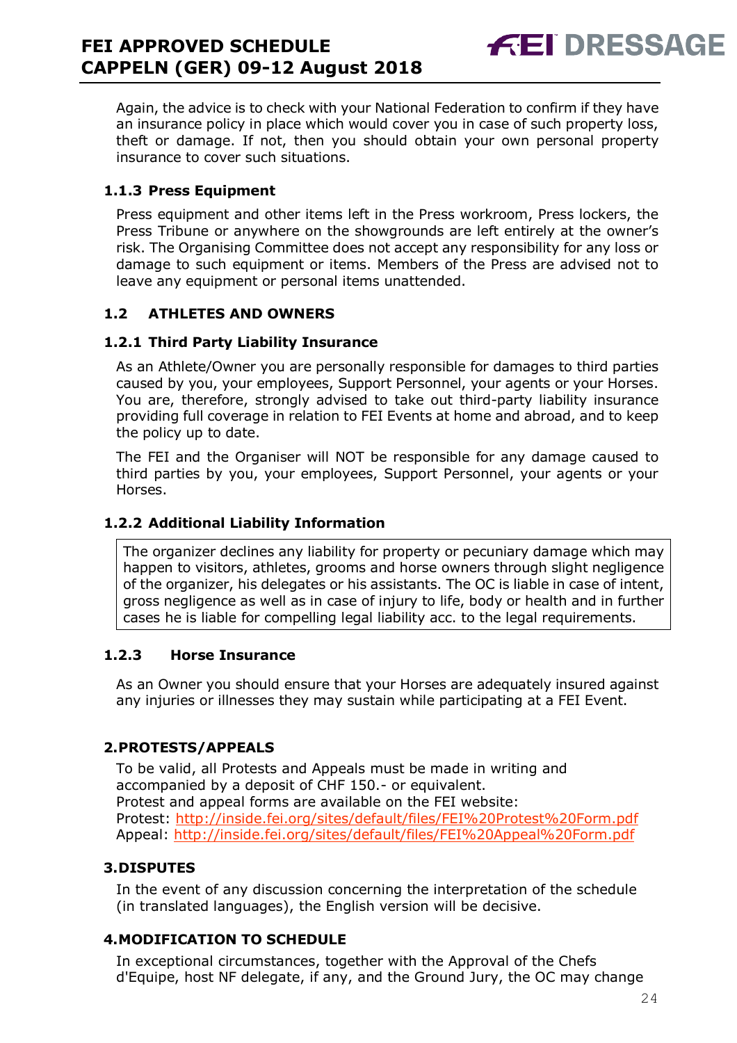Again, the advice is to check with your National Federation to confirm if they have an insurance policy in place which would cover you in case of such property loss, theft or damage. If not, then you should obtain your own personal property insurance to cover such situations.

### 1.1.3 Press Equipment

Press equipment and other items left in the Press workroom, Press lockers, the Press Tribune or anywhere on the showgrounds are left entirely at the owner's risk. The Organising Committee does not accept any responsibility for any loss or damage to such equipment or items. Members of the Press are advised not to leave any equipment or personal items unattended.

## 1.2 ATHLETES AND OWNERS

### 1.2.1 Third Party Liability Insurance

As an Athlete/Owner you are personally responsible for damages to third parties caused by you, your employees, Support Personnel, your agents or your Horses. You are, therefore, strongly advised to take out third-party liability insurance providing full coverage in relation to FEI Events at home and abroad, and to keep the policy up to date.

The FEI and the Organiser will NOT be responsible for any damage caused to third parties by you, your employees, Support Personnel, your agents or your Horses.

### 1.2.2 Additional Liability Information

The organizer declines any liability for property or pecuniary damage which may happen to visitors, athletes, grooms and horse owners through slight negligence of the organizer, his delegates or his assistants. The OC is liable in case of intent, gross negligence as well as in case of injury to life, body or health and in further cases he is liable for compelling legal liability acc. to the legal requirements.

### 1.2.3 Horse Insurance

As an Owner you should ensure that your Horses are adequately insured against any injuries or illnesses they may sustain while participating at a FEI Event.

## 2. PROTESTS/APPEALS

To be valid, all Protests and Appeals must be made in writing and accompanied by a deposit of CHF 150.- or equivalent.
Protest and appeal forms are available on the FEI website:
Protest: http://inside.fei.org/sites/default/files/FEI%20Protest%20Form.pdf
Appeal: http://inside.fei.org/sites/default/files/FEI%20Appeal%20Form.pdf

## 3. DISPUTES

In the event of any discussion concerning the interpretation of the schedule (in translated languages), the English version will be decisive.

## 4. MODIFICATION TO SCHEDULE

In exceptional circumstances, together with the Approval of the Chefs d'Equipe, host NF delegate, if any, and the Ground Jury, the OC may change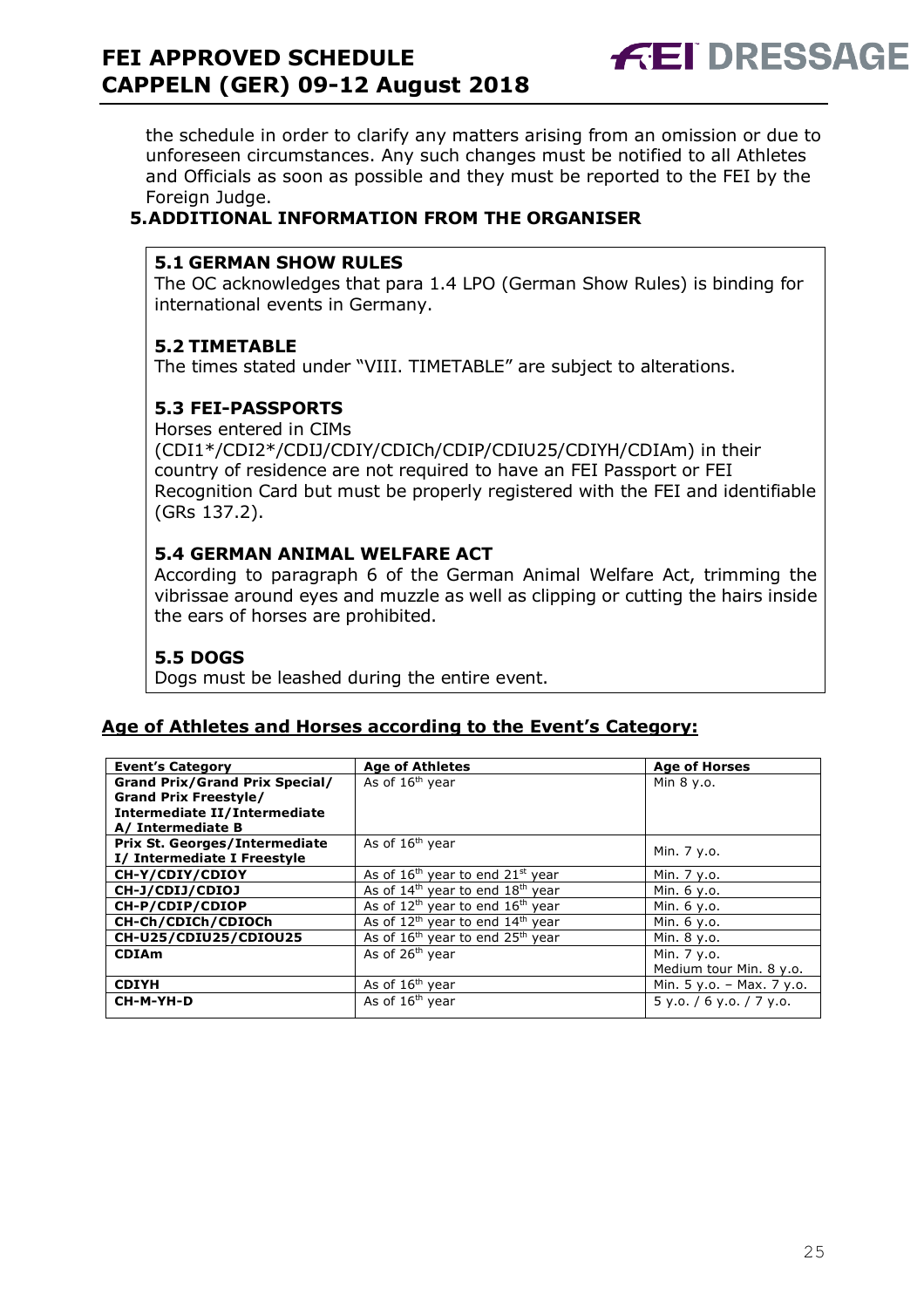the schedule in order to clarify any matters arising from an omission or due to unforeseen circumstances. Any such changes must be notified to all Athletes and Officials as soon as possible and they must be reported to the FEI by the Foreign Judge.

## 5. ADDITIONAL INFORMATION FROM THE ORGANISER

### 5.1 GERMAN SHOW RULES

The OC acknowledges that para 1.4 LPO (German Show Rules) is binding for international events in Germany.

### 5.2 TIMETABLE

The times stated under "VIII. TIMETABLE" are subject to alterations.

### 5.3 FEI-PASSPORTS

Horses entered in CIMs (CDI1*/CDI2*/CDIJ/CDIY/CDICh/CDIP/CDIU25/CDIYH/CDIAm) in their country of residence are not required to have an FEI Passport or FEI Recognition Card but must be properly registered with the FEI and identifiable (GRs 137.2).

### 5.4 GERMAN ANIMAL WELFARE ACT

According to paragraph 6 of the German Animal Welfare Act, trimming the vibrissae around eyes and muzzle as well as clipping or cutting the hairs inside the ears of horses are prohibited.

### 5.5 DOGS

Dogs must be leashed during the entire event.

## Age of Athletes and Horses according to the Event's Category:

| Event's Category | Age of Athletes | Age of Horses |
|---|---|---|
| **Grand Prix/Grand Prix Special/ Grand Prix Freestyle/ Intermediate II/Intermediate A/ Intermediate B** | As of 16th year | Min 8 y.o. |
| **Prix St. Georges/Intermediate I/ Intermediate I Freestyle** | As of 16th year | Min. 7 y.o. |
| **CH-Y/CDIY/CDIOY** | As of 16th year to end 21st year | Min. 7 y.o. |
| **CH-J/CDIJ/CDIOJ** | As of 14th year to end 18th year | Min. 6 y.o. |
| **CH-P/CDIP/CDIOP** | As of 12th year to end 16th year | Min. 6 y.o. |
| **CH-Ch/CDICh/CDIOCh** | As of 12th year to end 14th year | Min. 6 y.o. |
| **CH-U25/CDIU25/CDIOU25** | As of 16th year to end 25th year | Min. 8 y.o. |
| **CDIAm** | As of 26th year | Min. 7 y.o.<br>Medium tour Min. 8 y.o. |
| **CDIYH** | As of 16th year | Min. 5 y.o. – Max. 7 y.o. |
| **CH-M-YH-D** | As of 16th year | 5 y.o. / 6 y.o. / 7 y.o. |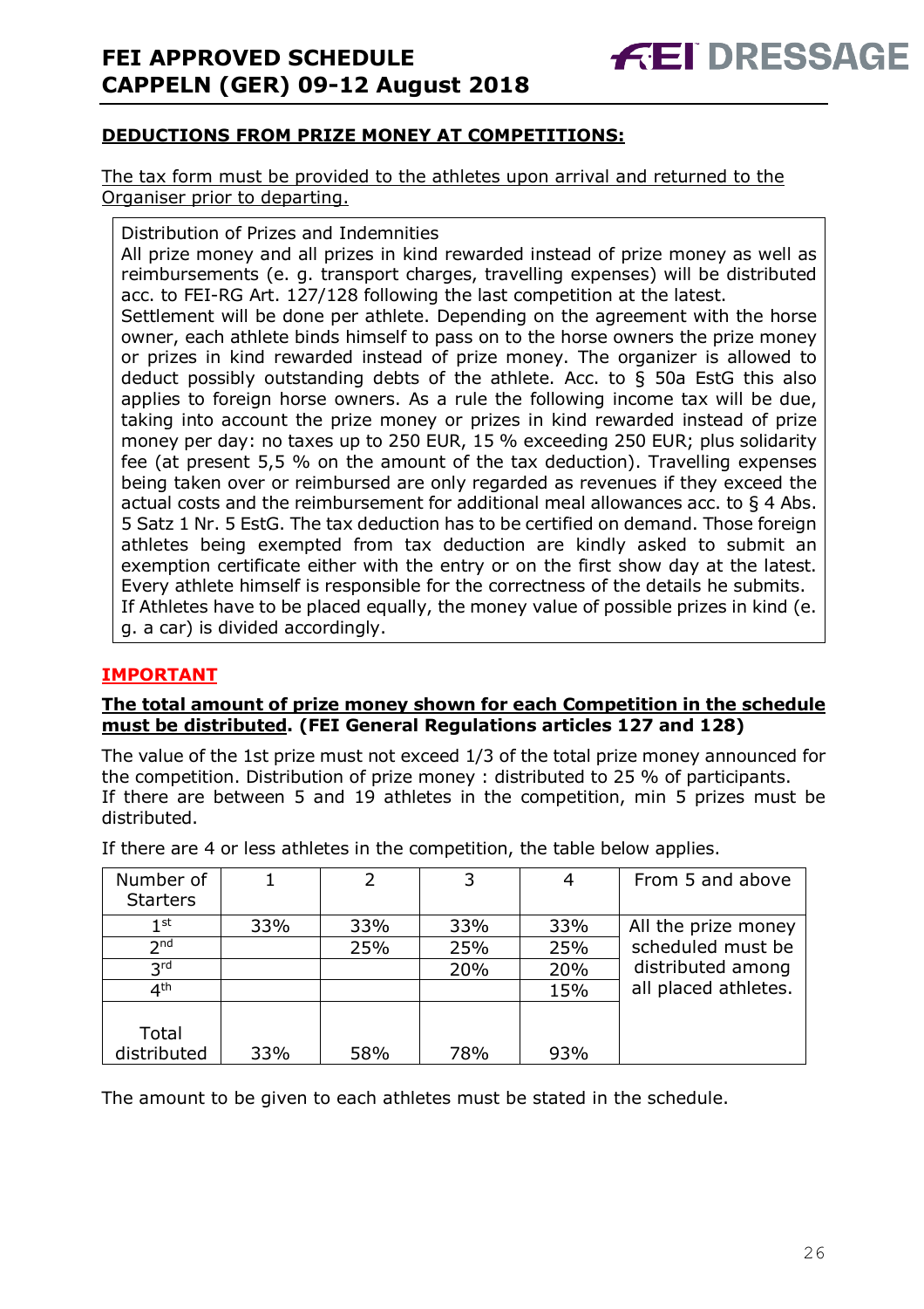## DEDUCTIONS FROM PRIZE MONEY AT COMPETITIONS:

The tax form must be provided to the athletes upon arrival and returned to the Organiser prior to departing.

Distribution of Prizes and Indemnities
All prize money and all prizes in kind rewarded instead of prize money as well as reimbursements (e. g. transport charges, travelling expenses) will be distributed acc. to FEI-RG Art. 127/128 following the last competition at the latest.
Settlement will be done per athlete. Depending on the agreement with the horse owner, each athlete binds himself to pass on to the horse owners the prize money or prizes in kind rewarded instead of prize money. The organizer is allowed to deduct possibly outstanding debts of the athlete. Acc. to § 50a EstG this also applies to foreign horse owners. As a rule the following income tax will be due, taking into account the prize money or prizes in kind rewarded instead of prize money per day: no taxes up to 250 EUR, 15 % exceeding 250 EUR; plus solidarity fee (at present 5,5 % on the amount of the tax deduction). Travelling expenses being taken over or reimbursed are only regarded as revenues if they exceed the actual costs and the reimbursement for additional meal allowances acc. to § 4 Abs. 5 Satz 1 Nr. 5 EstG. The tax deduction has to be certified on demand. Those foreign athletes being exempted from tax deduction are kindly asked to submit an exemption certificate either with the entry or on the first show day at the latest. Every athlete himself is responsible for the correctness of the details he submits.
If Athletes have to be placed equally, the money value of possible prizes in kind (e. g. a car) is divided accordingly.

## IMPORTANT

**The total amount of prize money shown for each Competition in the schedule must be distributed. (FEI General Regulations articles 127 and 128)**

The value of the 1st prize must not exceed 1/3 of the total prize money announced for the competition. Distribution of prize money : distributed to 25 % of participants.
If there are between 5 and 19 athletes in the competition, min 5 prizes must be distributed.

If there are 4 or less athletes in the competition, the table below applies.

| Number of Starters | 1 | 2 | 3 | 4 | From 5 and above |
|---|---|---|---|---|---|
| 1st | 33% | 33% | 33% | 33% | All the prize money scheduled must be distributed among all placed athletes. |
| 2nd | | 25% | 25% | 25% | |
| 3rd | | | 20% | 20% | |
| 4th | | | | 15% | |
| Total distributed | 33% | 58% | 78% | 93% | |

The amount to be given to each athletes must be stated in the schedule.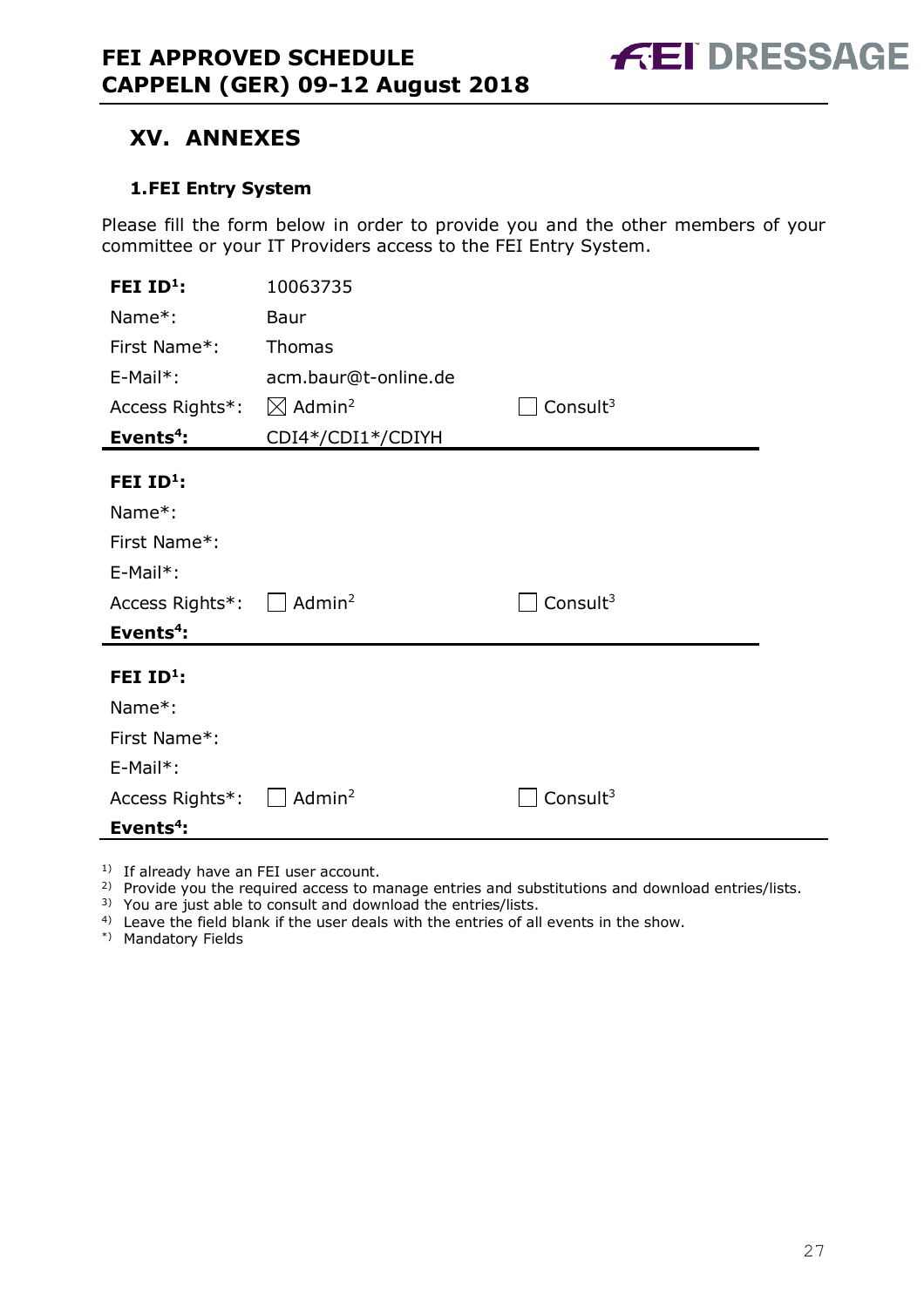## XV. ANNEXES

### 1. FEI Entry System

Please fill the form below in order to provide you and the other members of your committee or your IT Providers access to the FEI Entry System.

| | | |
|---|---|---|
| **FEI ID[1]:** | 10063735 | |
| Name*: | Baur | |
| First Name*: | Thomas | |
| E-Mail*: | acm.baur@t-online.de | |
| Access Rights*: | ☒ Admin[2] | ☐ Consult[3] |
| **Events[4]:** | CDI4*/CDI1*/CDIYH | |

| | | |
|---|---|---|
| **FEI ID[1]:** | | |
| Name*: | | |
| First Name*: | | |
| E-Mail*: | | |
| Access Rights*: | ☐ Admin[2] | ☐ Consult[3] |
| **Events[4]:** | | |

| | | |
|---|---|---|
| **FEI ID[1]:** | | |
| Name*: | | |
| First Name*: | | |
| E-Mail*: | | |
| Access Rights*: | ☐ Admin[2] | ☐ Consult[3] |
| **Events[4]:** | | |

[1] If already have an FEI user account.
[2] Provide you the required access to manage entries and substitutions and download entries/lists.
[3] You are just able to consult and download the entries/lists.
[4] Leave the field blank if the user deals with the entries of all events in the show.
[*] Mandatory Fields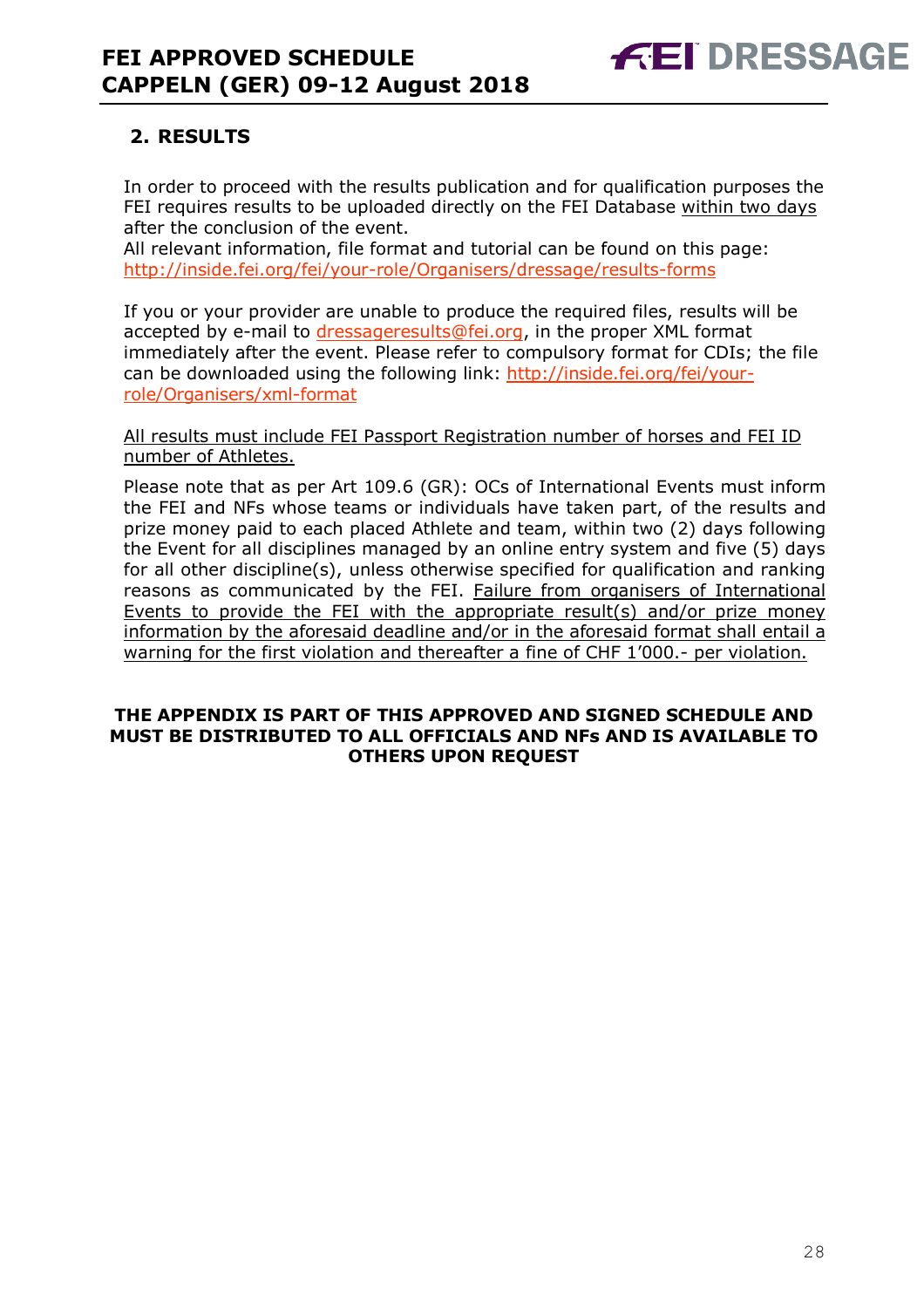## 2. RESULTS

In order to proceed with the results publication and for qualification purposes the FEI requires results to be uploaded directly on the FEI Database within two days after the conclusion of the event.
All relevant information, file format and tutorial can be found on this page: http://inside.fei.org/fei/your-role/Organisers/dressage/results-forms

If you or your provider are unable to produce the required files, results will be accepted by e-mail to dressageresults@fei.org, in the proper XML format immediately after the event. Please refer to compulsory format for CDIs; the file can be downloaded using the following link: http://inside.fei.org/fei/your-role/Organisers/xml-format

All results must include FEI Passport Registration number of horses and FEI ID number of Athletes.

Please note that as per Art 109.6 (GR): OCs of International Events must inform the FEI and NFs whose teams or individuals have taken part, of the results and prize money paid to each placed Athlete and team, within two (2) days following the Event for all disciplines managed by an online entry system and five (5) days for all other discipline(s), unless otherwise specified for qualification and ranking reasons as communicated by the FEI. Failure from organisers of International Events to provide the FEI with the appropriate result(s) and/or prize money information by the aforesaid deadline and/or in the aforesaid format shall entail a warning for the first violation and thereafter a fine of CHF 1'000.- per violation.

**THE APPENDIX IS PART OF THIS APPROVED AND SIGNED SCHEDULE AND MUST BE DISTRIBUTED TO ALL OFFICIALS AND NFs AND IS AVAILABLE TO OTHERS UPON REQUEST**